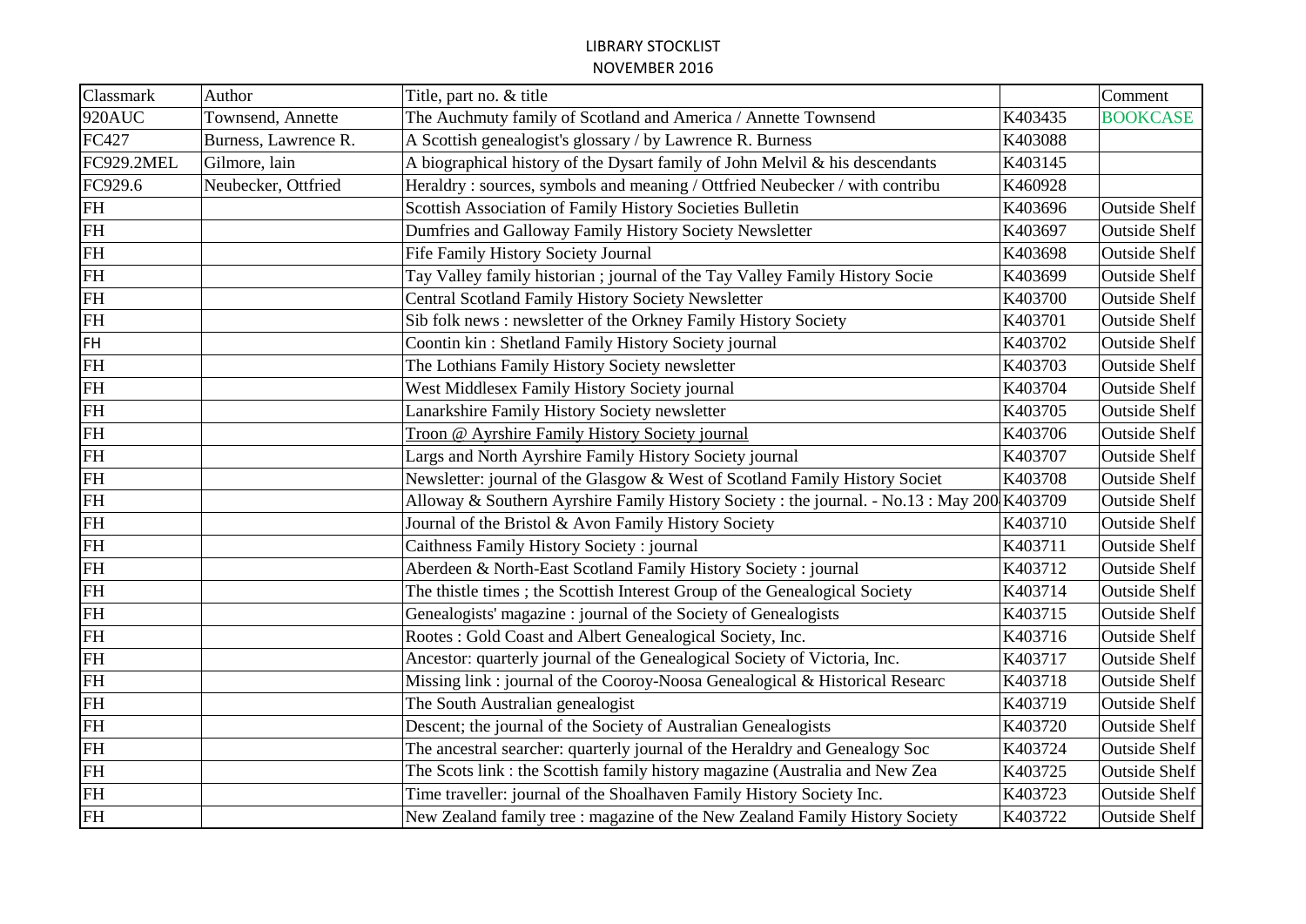# LIBRARY STOCKLIST

## NOVEMBER 2016

| Classmark | Author | Title, part no. & title | | Comment |
|---|---|---|---|---|
| 920AUC | Townsend, Annette | The Auchmuty family of Scotland and America / Annette Townsend | K403435 | BOOKCASE |
| FC427 | Burness, Lawrence R. | A Scottish genealogist's glossary / by Lawrence R. Burness | K403088 | |
| FC929.2MEL | Gilmore, lain | A biographical history of the Dysart family of John Melvil & his descendants | K403145 | |
| FC929.6 | Neubecker, Ottfried | Heraldry : sources, symbols and meaning / Ottfried Neubecker / with contribu | K460928 | |
| FH | | Scottish Association of Family History Societies Bulletin | K403696 | Outside Shelf |
| FH | | Dumfries and Galloway Family History Society Newsletter | K403697 | Outside Shelf |
| FH | | Fife Family History Society Journal | K403698 | Outside Shelf |
| FH | | Tay Valley family historian ; journal of the Tay Valley Family History Socie | K403699 | Outside Shelf |
| FH | | Central Scotland Family History Society Newsletter | K403700 | Outside Shelf |
| FH | | Sib folk news : newsletter of the Orkney Family History Society | K403701 | Outside Shelf |
| FH | | Coontin kin : Shetland Family History Society journal | K403702 | Outside Shelf |
| FH | | The Lothians Family History Society newsletter | K403703 | Outside Shelf |
| FH | | West Middlesex Family History Society journal | K403704 | Outside Shelf |
| FH | | Lanarkshire Family History Society newsletter | K403705 | Outside Shelf |
| FH | | Troon @ Ayrshire Family History Society journal | K403706 | Outside Shelf |
| FH | | Largs and North Ayrshire Family History Society journal | K403707 | Outside Shelf |
| FH | | Newsletter: journal of the Glasgow & West of Scotland Family History Societ | K403708 | Outside Shelf |
| FH | | Alloway & Southern Ayrshire Family History Society : the journal. - No.13 : May 200 | K403709 | Outside Shelf |
| FH | | Journal of the Bristol & Avon Family History Society | K403710 | Outside Shelf |
| FH | | Caithness Family History Society : journal | K403711 | Outside Shelf |
| FH | | Aberdeen & North-East Scotland Family History Society : journal | K403712 | Outside Shelf |
| FH | | The thistle times ; the Scottish Interest Group of the Genealogical Society | K403714 | Outside Shelf |
| FH | | Genealogists' magazine : journal of the Society of Genealogists | K403715 | Outside Shelf |
| FH | | Rootes : Gold Coast and Albert Genealogical Society, Inc. | K403716 | Outside Shelf |
| FH | | Ancestor: quarterly journal of the Genealogical Society of Victoria, Inc. | K403717 | Outside Shelf |
| FH | | Missing link : journal of the Cooroy-Noosa Genealogical & Historical Researc | K403718 | Outside Shelf |
| FH | | The South Australian genealogist | K403719 | Outside Shelf |
| FH | | Descent; the journal of the Society of Australian Genealogists | K403720 | Outside Shelf |
| FH | | The ancestral searcher: quarterly journal of the Heraldry and Genealogy Soc | K403724 | Outside Shelf |
| FH | | The Scots link : the Scottish family history magazine (Australia and New Zea | K403725 | Outside Shelf |
| FH | | Time traveller: journal of the Shoalhaven Family History Society Inc. | K403723 | Outside Shelf |
| FH | | New Zealand family tree : magazine of the New Zealand Family History Society | K403722 | Outside Shelf |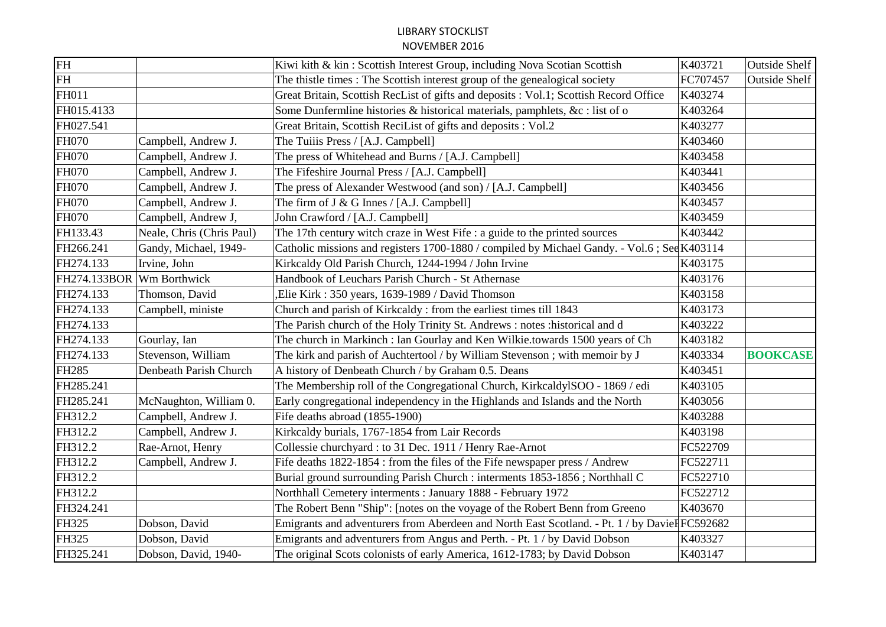LIBRARY STOCKLIST
NOVEMBER 2016

| | | | | |
|---|---|---|---|---|
| FH | | Kiwi kith & kin : Scottish Interest Group, including Nova Scotian Scottish | K403721 | Outside Shelf |
| FH | | The thistle times : The Scottish interest group of the genealogical society | FC707457 | Outside Shelf |
| FH011 | | Great Britain, Scottish RecList of gifts and deposits : Vol.1; Scottish Record Office | K403274 | |
| FH015.4133 | | Some Dunfermline histories & historical materials, pamphlets, &c : list of o | K403264 | |
| FH027.541 | | Great Britain, Scottish ReciList of gifts and deposits : Vol.2 | K403277 | |
| FH070 | Campbell, Andrew J. | The Tuiiis Press / [A.J. Campbell] | K403460 | |
| FH070 | Campbell, Andrew J. | The press of Whitehead and Burns / [A.J. Campbell] | K403458 | |
| FH070 | Campbell, Andrew J. | The Fifeshire Journal Press / [A.J. Campbell] | K403441 | |
| FH070 | Campbell, Andrew J. | The press of Alexander Westwood (and son) / [A.J. Campbell] | K403456 | |
| FH070 | Campbell, Andrew J. | The firm of J & G Innes / [A.J. Campbell] | K403457 | |
| FH070 | Campbell, Andrew J, | John Crawford / [A.J. Campbell] | K403459 | |
| FH133.43 | Neale, Chris (Chris Paul) | The 17th century witch craze in West Fife : a guide to the printed sources | K403442 | |
| FH266.241 | Gandy, Michael, 1949- | Catholic missions and registers 1700-1880 / compiled by Michael Gandy. - Vol.6 ; See | K403114 | |
| FH274.133 | Irvine, John | Kirkcaldy Old Parish Church, 1244-1994 / John Irvine | K403175 | |
| FH274.133BOR | Wm Borthwick | Handbook of Leuchars Parish Church - St Athernase | K403176 | |
| FH274.133 | Thomson, David | ,Elie Kirk : 350 years, 1639-1989 / David Thomson | K403158 | |
| FH274.133 | Campbell, ministe | Church and parish of Kirkcaldy : from the earliest times till 1843 | K403173 | |
| FH274.133 | | The Parish church of the Holy Trinity St. Andrews : notes :historical and d | K403222 | |
| FH274.133 | Gourlay, Ian | The church in Markinch : Ian Gourlay and Ken Wilkie.towards 1500 years of Ch | K403182 | |
| FH274.133 | Stevenson, William | The kirk and parish of Auchtertool / by William Stevenson ; with memoir by J | K403334 | **BOOKCASE** |
| FH285 | Denbeath Parish Church | A history of Denbeath Church / by Graham 0.5. Deans | K403451 | |
| FH285.241 | | The Membership roll of the Congregational Church, KirkcaldylSOO - 1869 / edi | K403105 | |
| FH285.241 | McNaughton, William 0. | Early congregational independency in the Highlands and Islands and the North | K403056 | |
| FH312.2 | Campbell, Andrew J. | Fife deaths abroad (1855-1900) | K403288 | |
| FH312.2 | Campbell, Andrew J. | Kirkcaldy burials, 1767-1854 from Lair Records | K403198 | |
| FH312.2 | Rae-Arnot, Henry | Collessie churchyard : to 31 Dec. 1911 / Henry Rae-Arnot | FC522709 | |
| FH312.2 | Campbell, Andrew J. | Fife deaths 1822-1854 : from the files of the Fife newspaper press / Andrew | FC522711 | |
| FH312.2 | | Burial ground surrounding Parish Church : interments 1853-1856 ; Northhall C | FC522710 | |
| FH312.2 | | Northhall Cemetery interments : January 1888 - February 1972 | FC522712 | |
| FH324.241 | | The Robert Benn "Ship": [notes on the voyage of the Robert Benn from Greeno | K403670 | |
| FH325 | Dobson, David | Emigrants and adventurers from Aberdeen and North East Scotland. - Pt. 1 / by Davie | FC592682 | |
| FH325 | Dobson, David | Emigrants and adventurers from Angus and Perth. - Pt. 1 / by David Dobson | K403327 | |
| FH325.241 | Dobson, David, 1940- | The original Scots colonists of early America, 1612-1783; by David Dobson | K403147 | |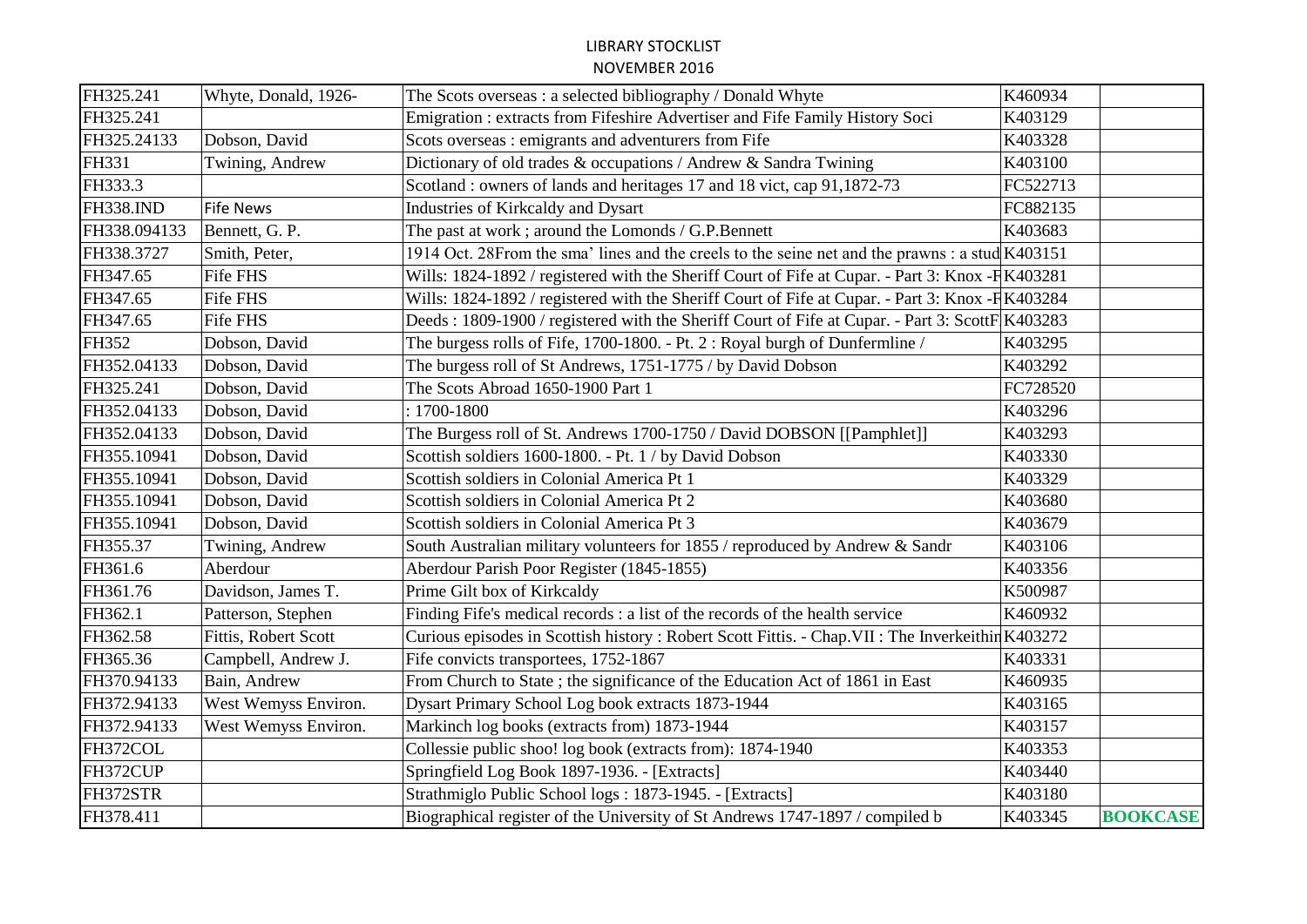LIBRARY STOCKLIST
NOVEMBER 2016

| | | | | |
|---|---|---|---|---|
| FH325.241 | Whyte, Donald, 1926- | The Scots overseas : a selected bibliography / Donald Whyte | K460934 | |
| FH325.241 | | Emigration : extracts from Fifeshire Advertiser and Fife Family History Soci | K403129 | |
| FH325.24133 | Dobson, David | Scots overseas : emigrants and adventurers from Fife | K403328 | |
| FH331 | Twining, Andrew | Dictionary of old trades & occupations / Andrew & Sandra Twining | K403100 | |
| FH333.3 | | Scotland : owners of lands and heritages 17 and 18 vict, cap 91,1872-73 | FC522713 | |
| FH338.IND | Fife News | Industries of Kirkcaldy and Dysart | FC882135 | |
| FH338.094133 | Bennett, G. P. | The past at work ; around the Lomonds / G.P.Bennett | K403683 | |
| FH338.3727 | Smith, Peter, | 1914 Oct. 28From the sma' lines and the creels to the seine net and the prawns : a stud | K403151 | |
| FH347.65 | Fife FHS | Wills: 1824-1892 / registered with the Sheriff Court of Fife at Cupar. - Part 3: Knox -F | K403281 | |
| FH347.65 | Fife FHS | Wills: 1824-1892 / registered with the Sheriff Court of Fife at Cupar. - Part 3: Knox -F | K403284 | |
| FH347.65 | Fife FHS | Deeds : 1809-1900 / registered with the Sheriff Court of Fife at Cupar. - Part 3: ScottF | K403283 | |
| FH352 | Dobson, David | The burgess rolls of Fife, 1700-1800. - Pt. 2 : Royal burgh of Dunfermline / | K403295 | |
| FH352.04133 | Dobson, David | The burgess roll of St Andrews, 1751-1775 / by David Dobson | K403292 | |
| FH325.241 | Dobson, David | The Scots Abroad 1650-1900 Part 1 | FC728520 | |
| FH352.04133 | Dobson, David | : 1700-1800 | K403296 | |
| FH352.04133 | Dobson, David | The Burgess roll of St. Andrews 1700-1750 / David DOBSON [[Pamphlet]] | K403293 | |
| FH355.10941 | Dobson, David | Scottish soldiers 1600-1800. - Pt. 1 / by David Dobson | K403330 | |
| FH355.10941 | Dobson, David | Scottish soldiers in Colonial America Pt 1 | K403329 | |
| FH355.10941 | Dobson, David | Scottish soldiers in Colonial America Pt 2 | K403680 | |
| FH355.10941 | Dobson, David | Scottish soldiers in Colonial America Pt 3 | K403679 | |
| FH355.37 | Twining, Andrew | South Australian military volunteers for 1855 / reproduced by Andrew & Sandr | K403106 | |
| FH361.6 | Aberdour | Aberdour Parish Poor Register (1845-1855) | K403356 | |
| FH361.76 | Davidson, James T. | Prime Gilt box of Kirkcaldy | K500987 | |
| FH362.1 | Patterson, Stephen | Finding Fife's medical records : a list of the records of the health service | K460932 | |
| FH362.58 | Fittis, Robert Scott | Curious episodes in Scottish history : Robert Scott Fittis. - Chap.VII : The Inverkeithin | K403272 | |
| FH365.36 | Campbell, Andrew J. | Fife convicts transportees, 1752-1867 | K403331 | |
| FH370.94133 | Bain, Andrew | From Church to State ; the significance of the Education Act of 1861 in East | K460935 | |
| FH372.94133 | West Wemyss Environ. | Dysart Primary School Log book extracts 1873-1944 | K403165 | |
| FH372.94133 | West Wemyss Environ. | Markinch log books (extracts from) 1873-1944 | K403157 | |
| FH372COL | | Collessie public shoo! log book (extracts from): 1874-1940 | K403353 | |
| FH372CUP | | Springfield Log Book 1897-1936. - [Extracts] | K403440 | |
| FH372STR | | Strathmiglo Public School logs : 1873-1945. - [Extracts] | K403180 | |
| FH378.411 | | Biographical register of the University of St Andrews 1747-1897 / compiled b | K403345 | **BOOKCASE** |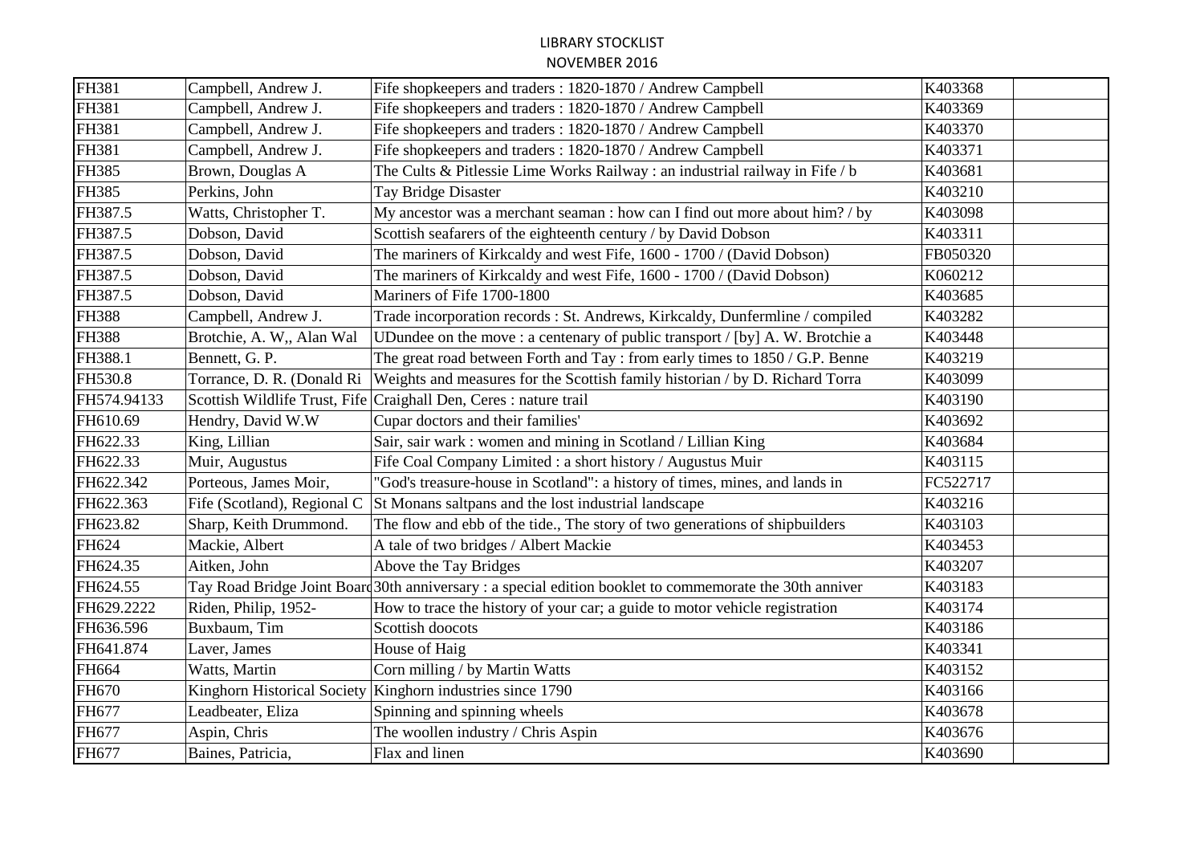LIBRARY STOCKLIST

NOVEMBER 2016

| | | | | |
|---|---|---|---|---|
| FH381 | Campbell, Andrew J. | Fife shopkeepers and traders : 1820-1870 / Andrew Campbell | K403368 | |
| FH381 | Campbell, Andrew J. | Fife shopkeepers and traders : 1820-1870 / Andrew Campbell | K403369 | |
| FH381 | Campbell, Andrew J. | Fife shopkeepers and traders : 1820-1870 / Andrew Campbell | K403370 | |
| FH381 | Campbell, Andrew J. | Fife shopkeepers and traders : 1820-1870 / Andrew Campbell | K403371 | |
| FH385 | Brown, Douglas A | The Cults & Pitlessie Lime Works Railway : an industrial railway in Fife / b | K403681 | |
| FH385 | Perkins, John | Tay Bridge Disaster | K403210 | |
| FH387.5 | Watts, Christopher T. | My ancestor was a merchant seaman : how can I find out more about him? / by | K403098 | |
| FH387.5 | Dobson, David | Scottish seafarers of the eighteenth century / by David Dobson | K403311 | |
| FH387.5 | Dobson, David | The mariners of Kirkcaldy and west Fife, 1600 - 1700 / (David Dobson) | FB050320 | |
| FH387.5 | Dobson, David | The mariners of Kirkcaldy and west Fife, 1600 - 1700 / (David Dobson) | K060212 | |
| FH387.5 | Dobson, David | Mariners of Fife 1700-1800 | K403685 | |
| FH388 | Campbell, Andrew J. | Trade incorporation records : St. Andrews, Kirkcaldy, Dunfermline / compiled | K403282 | |
| FH388 | Brotchie, A. W,, Alan Wal | UDundee on the move : a centenary of public transport / [by] A. W. Brotchie a | K403448 | |
| FH388.1 | Bennett, G. P. | The great road between Forth and Tay : from early times to 1850 / G.P. Benne | K403219 | |
| FH530.8 | Torrance, D. R. (Donald Ri | Weights and measures for the Scottish family historian / by D. Richard Torra | K403099 | |
| FH574.94133 | Scottish Wildlife Trust, Fife | Craighall Den, Ceres : nature trail | K403190 | |
| FH610.69 | Hendry, David W.W | Cupar doctors and their families' | K403692 | |
| FH622.33 | King, Lillian | Sair, sair wark : women and mining in Scotland / Lillian King | K403684 | |
| FH622.33 | Muir, Augustus | Fife Coal Company Limited : a short history / Augustus Muir | K403115 | |
| FH622.342 | Porteous, James Moir, | "God's treasure-house in Scotland": a history of times, mines, and lands in | FC522717 | |
| FH622.363 | Fife (Scotland), Regional C | St Monans saltpans and the lost industrial landscape | K403216 | |
| FH623.82 | Sharp, Keith Drummond. | The flow and ebb of the tide., The story of two generations of shipbuilders | K403103 | |
| FH624 | Mackie, Albert | A tale of two bridges / Albert Mackie | K403453 | |
| FH624.35 | Aitken, John | Above the Tay Bridges | K403207 | |
| FH624.55 | Tay Road Bridge Joint Board | 30th anniversary : a special edition booklet to commemorate the 30th anniver | K403183 | |
| FH629.2222 | Riden, Philip, 1952- | How to trace the history of your car; a guide to motor vehicle registration | K403174 | |
| FH636.596 | Buxbaum, Tim | Scottish doocots | K403186 | |
| FH641.874 | Laver, James | House of Haig | K403341 | |
| FH664 | Watts, Martin | Corn milling / by Martin Watts | K403152 | |
| FH670 | Kinghorn Historical Society | Kinghorn industries since 1790 | K403166 | |
| FH677 | Leadbeater, Eliza | Spinning and spinning wheels | K403678 | |
| FH677 | Aspin, Chris | The woollen industry / Chris Aspin | K403676 | |
| FH677 | Baines, Patricia, | Flax and linen | K403690 | |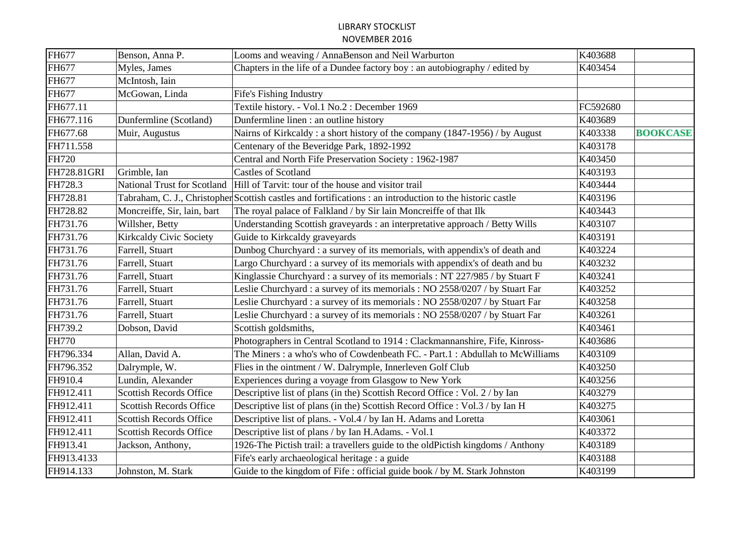LIBRARY STOCKLIST
NOVEMBER 2016

| | | | | |
|---|---|---|---|---|
| FH677 | Benson, Anna P. | Looms and weaving / AnnaBenson and Neil Warburton | K403688 | |
| FH677 | Myles, James | Chapters in the life of a Dundee factory boy : an autobiography / edited by | K403454 | |
| FH677 | McIntosh, Iain | | | |
| FH677 | McGowan, Linda | Fife's Fishing Industry | | |
| FH677.11 | | Textile history. - Vol.1 No.2 : December 1969 | FC592680 | |
| FH677.116 | Dunfermline (Scotland) | Dunfermline linen : an outline history | K403689 | |
| FH677.68 | Muir, Augustus | Nairns of Kirkcaldy : a short history of the company (1847-1956) / by August | K403338 | **BOOKCASE** |
| FH711.558 | | Centenary of the Beveridge Park, 1892-1992 | K403178 | |
| FH720 | | Central and North Fife Preservation Society : 1962-1987 | K403450 | |
| FH728.81GRI | Grimble, Ian | Castles of Scotland | K403193 | |
| FH728.3 | National Trust for Scotland | Hill of Tarvit: tour of the house and visitor trail | K403444 | |
| FH728.81 | Tabraham, C. J., Christopher | Scottish castles and fortifications : an introduction to the historic castle | K403196 | |
| FH728.82 | Moncreiffe, Sir, lain, bart | The royal palace of Falkland / by Sir lain Moncreiffe of that Ilk | K403443 | |
| FH731.76 | Willsher, Betty | Understanding Scottish graveyards : an interpretative approach / Betty Wills | K403107 | |
| FH731.76 | Kirkcaldy Civic Society | Guide to Kirkcaldy graveyards | K403191 | |
| FH731.76 | Farrell, Stuart | Dunbog Churchyard : a survey of its memorials, with appendix's of death and | K403224 | |
| FH731.76 | Farrell, Stuart | Largo Churchyard : a survey of its memorials with appendix's of death and bu | K403232 | |
| FH731.76 | Farrell, Stuart | Kinglassie Churchyard : a survey of its memorials : NT 227/985 / by Stuart F | K403241 | |
| FH731.76 | Farrell, Stuart | Leslie Churchyard : a survey of its memorials : NO 2558/0207 / by Stuart Far | K403252 | |
| FH731.76 | Farrell, Stuart | Leslie Churchyard : a survey of its memorials : NO 2558/0207 / by Stuart Far | K403258 | |
| FH731.76 | Farrell, Stuart | Leslie Churchyard : a survey of its memorials : NO 2558/0207 / by Stuart Far | K403261 | |
| FH739.2 | Dobson, David | Scottish goldsmiths, | K403461 | |
| FH770 | | Photographers in Central Scotland to 1914 : Clackmannanshire, Fife, Kinross- | K403686 | |
| FH796.334 | Allan, David A. | The Miners : a who's who of Cowdenbeath FC. - Part.1 : Abdullah to McWilliams | K403109 | |
| FH796.352 | Dalrymple, W. | Flies in the ointment / W. Dalrymple, Innerleven Golf Club | K403250 | |
| FH910.4 | Lundin, Alexander | Experiences during a voyage from Glasgow to New York | K403256 | |
| FH912.411 | Scottish Records Office | Descriptive list of plans (in the) Scottish Record Office : Vol. 2 / by Ian | K403279 | |
| FH912.411 | Scottish Records Office | Descriptive list of plans (in the) Scottish Record Office : Vol.3 / by Ian H | K403275 | |
| FH912.411 | Scottish Records Office | Descriptive list of plans. - Vol.4 / by Ian H. Adams and Loretta | K403061 | |
| FH912.411 | Scottish Records Office | Descriptive list of plans / by Ian H.Adams. - Vol.1 | K403372 | |
| FH913.41 | Jackson, Anthony, | 1926-The Pictish trail: a travellers guide to the oldPictish kingdoms / Anthony | K403189 | |
| FH913.4133 | | Fife's early archaeological heritage : a guide | K403188 | |
| FH914.133 | Johnston, M. Stark | Guide to the kingdom of Fife : official guide book / by M. Stark Johnston | K403199 | |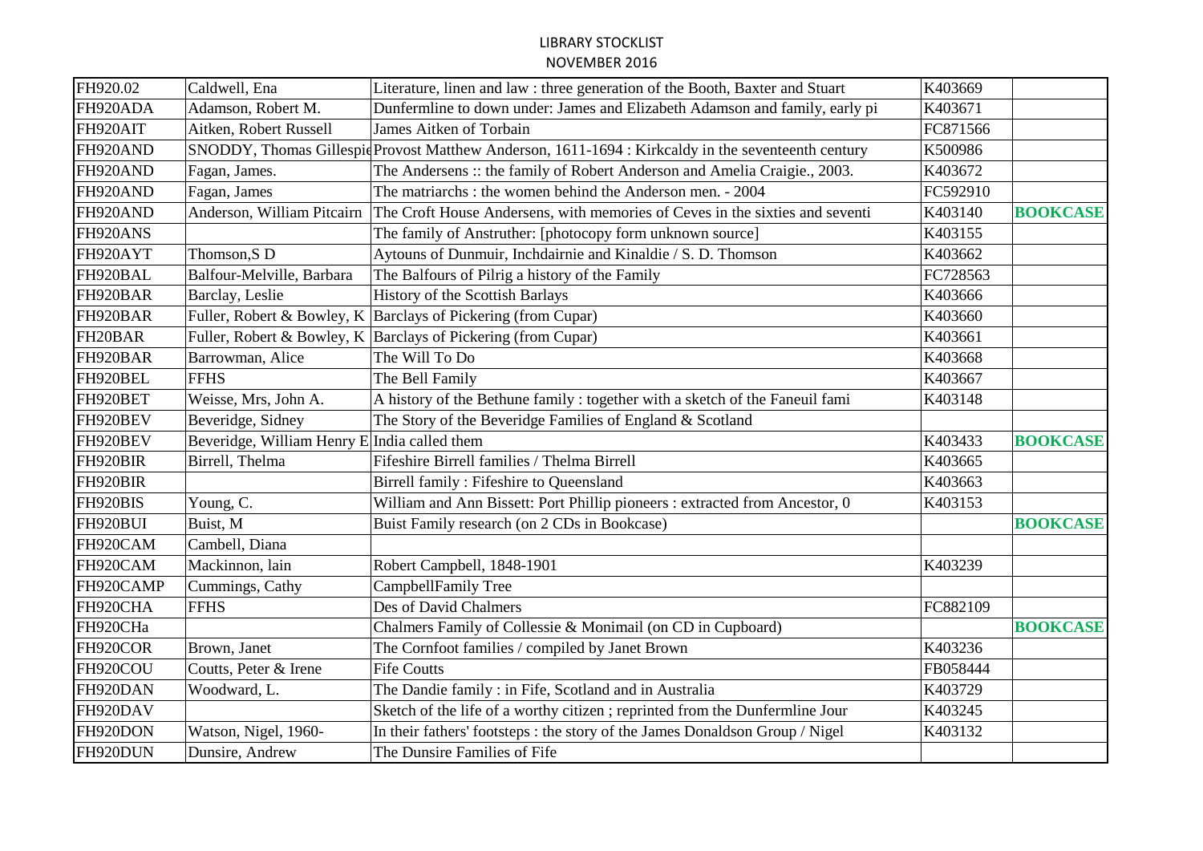LIBRARY STOCKLIST

NOVEMBER 2016

| | | | | |
|---|---|---|---|---|
| FH920.02 | Caldwell, Ena | Literature, linen and law : three generation of the Booth, Baxter and Stuart | K403669 | |
| FH920ADA | Adamson, Robert M. | Dunfermline to down under: James and Elizabeth Adamson and family, early pi | K403671 | |
| FH920AIT | Aitken, Robert Russell | James Aitken of Torbain | FC871566 | |
| FH920AND | SNODDY, Thomas Gillespie | Provost Matthew Anderson, 1611-1694 : Kirkcaldy in the seventeenth century | K500986 | |
| FH920AND | Fagan, James. | The Andersens :: the family of Robert Anderson and Amelia Craigie., 2003. | K403672 | |
| FH920AND | Fagan, James | The matriarchs : the women behind the Anderson men. - 2004 | FC592910 | |
| FH920AND | Anderson, William Pitcairn | The Croft House Andersens, with memories of Ceves in the sixties and seventi | K403140 | **BOOKCASE** |
| FH920ANS | | The family of Anstruther: [photocopy form unknown source] | K403155 | |
| FH920AYT | Thomson,S D | Aytouns of Dunmuir, Inchdairnie and Kinaldie / S. D. Thomson | K403662 | |
| FH920BAL | Balfour-Melville, Barbara | The Balfours of Pilrig a history of the Family | FC728563 | |
| FH920BAR | Barclay, Leslie | History of the Scottish Barlays | K403666 | |
| FH920BAR | Fuller, Robert & Bowley, K | Barclays of Pickering (from Cupar) | K403660 | |
| FH20BAR | Fuller, Robert & Bowley, K | Barclays of Pickering (from Cupar) | K403661 | |
| FH920BAR | Barrowman, Alice | The Will To Do | K403668 | |
| FH920BEL | FFHS | The Bell Family | K403667 | |
| FH920BET | Weisse, Mrs, John A. | A history of the Bethune family : together with a sketch of the Faneuil fami | K403148 | |
| FH920BEV | Beveridge, Sidney | The Story of the Beveridge Families of England & Scotland | | |
| FH920BEV | Beveridge, William Henry E | India called them | K403433 | **BOOKCASE** |
| FH920BIR | Birrell, Thelma | Fifeshire Birrell families / Thelma Birrell | K403665 | |
| FH920BIR | | Birrell family : Fifeshire to Queensland | K403663 | |
| FH920BIS | Young, C. | William and Ann Bissett: Port Phillip pioneers : extracted from Ancestor, 0 | K403153 | |
| FH920BUI | Buist, M | Buist Family research (on 2 CDs in Bookcase) | | **BOOKCASE** |
| FH920CAM | Cambell, Diana | | | |
| FH920CAM | Mackinnon, lain | Robert Campbell, 1848-1901 | K403239 | |
| FH920CAMP | Cummings, Cathy | CampbellFamily Tree | | |
| FH920CHA | FFHS | Des of David Chalmers | FC882109 | |
| FH920CHa | | Chalmers Family of Collessie & Monimail (on CD in Cupboard) | | **BOOKCASE** |
| FH920COR | Brown, Janet | The Cornfoot families / compiled by Janet Brown | K403236 | |
| FH920COU | Coutts, Peter & Irene | Fife Coutts | FB058444 | |
| FH920DAN | Woodward, L. | The Dandie family : in Fife, Scotland and in Australia | K403729 | |
| FH920DAV | | Sketch of the life of a worthy citizen ; reprinted from the Dunfermline Jour | K403245 | |
| FH920DON | Watson, Nigel, 1960- | In their fathers' footsteps : the story of the James Donaldson Group / Nigel | K403132 | |
| FH920DUN | Dunsire, Andrew | The Dunsire Families of Fife | | |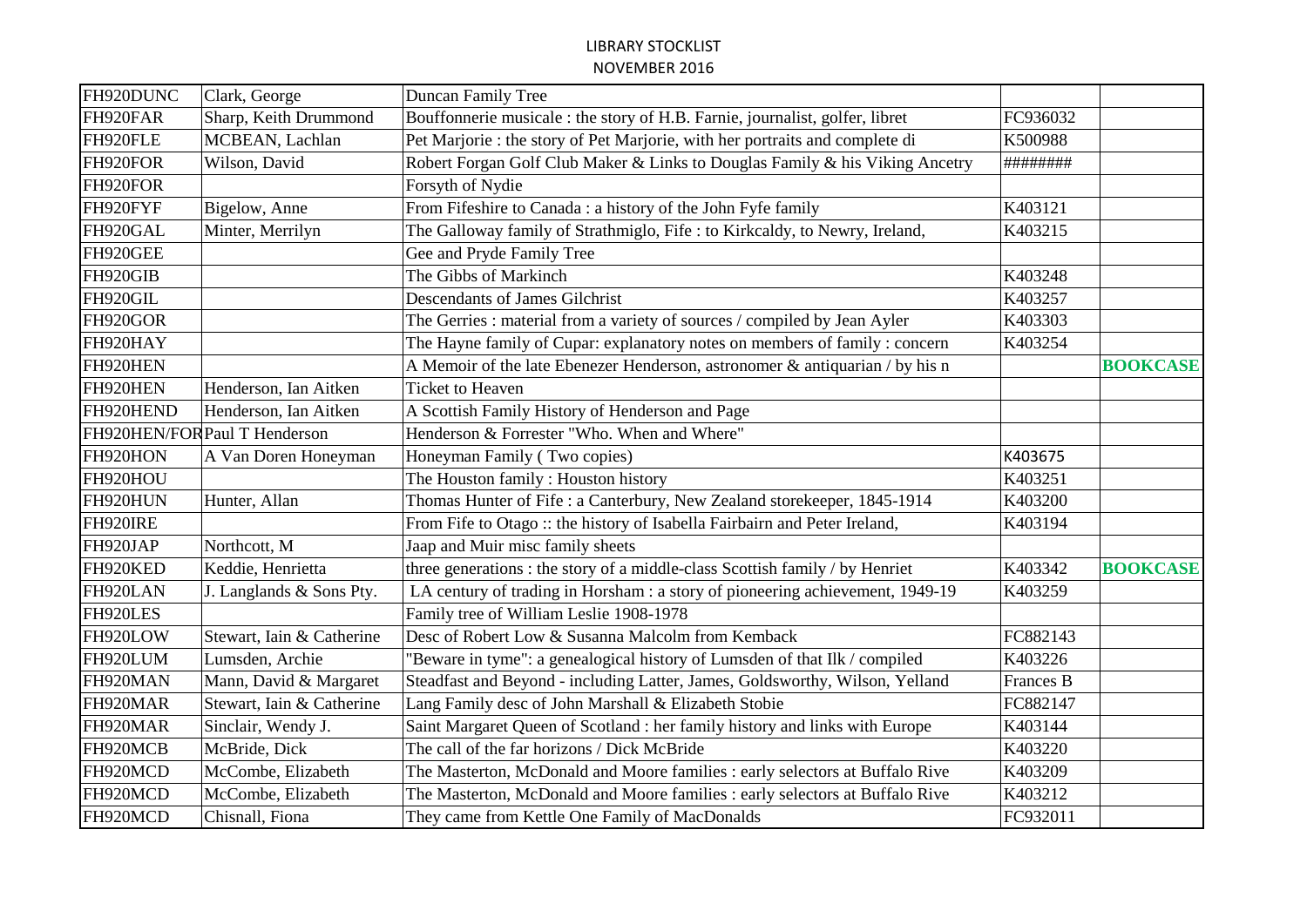LIBRARY STOCKLIST
NOVEMBER 2016

| | | | | |
|---|---|---|---|---|
| FH920DUNC | Clark, George | Duncan Family Tree | | |
| FH920FAR | Sharp, Keith Drummond | Bouffonnerie musicale : the story of H.B. Farnie, journalist, golfer, libret | FC936032 | |
| FH920FLE | MCBEAN, Lachlan | Pet Marjorie : the story of Pet Marjorie, with her portraits and complete di | K500988 | |
| FH920FOR | Wilson, David | Robert Forgan Golf Club Maker & Links to Douglas Family & his Viking Ancetry | ######## | |
| FH920FOR | | Forsyth of Nydie | | |
| FH920FYF | Bigelow, Anne | From Fifeshire to Canada : a history of the John Fyfe family | K403121 | |
| FH920GAL | Minter, Merrilyn | The Galloway family of Strathmiglo, Fife : to Kirkcaldy, to Newry, Ireland, | K403215 | |
| FH920GEE | | Gee and Pryde Family Tree | | |
| FH920GIB | | The Gibbs of Markinch | K403248 | |
| FH920GIL | | Descendants of James Gilchrist | K403257 | |
| FH920GOR | | The Gerries : material from a variety of sources / compiled by Jean Ayler | K403303 | |
| FH920HAY | | The Hayne family of Cupar: explanatory notes on members of family : concern | K403254 | |
| FH920HEN | | A Memoir of the late Ebenezer Henderson, astronomer & antiquarian / by his n | | **BOOKCASE** |
| FH920HEN | Henderson, Ian Aitken | Ticket to Heaven | | |
| FH920HEND | Henderson, Ian Aitken | A Scottish Family History of Henderson and Page | | |
| FH920HEN/FOR | Paul T Henderson | Henderson & Forrester "Who. When and Where" | | |
| FH920HON | A Van Doren Honeyman | Honeyman Family ( Two copies) | K403675 | |
| FH920HOU | | The Houston family : Houston history | K403251 | |
| FH920HUN | Hunter, Allan | Thomas Hunter of Fife : a Canterbury, New Zealand storekeeper, 1845-1914 | K403200 | |
| FH920IRE | | From Fife to Otago :: the history of Isabella Fairbairn and Peter Ireland, | K403194 | |
| FH920JAP | Northcott, M | Jaap and Muir misc family sheets | | |
| FH920KED | Keddie, Henrietta | three generations : the story of a middle-class Scottish family / by Henriet | K403342 | **BOOKCASE** |
| FH920LAN | J. Langlands & Sons Pty. | LA century of trading in Horsham : a story of pioneering achievement, 1949-19 | K403259 | |
| FH920LES | | Family tree of William Leslie 1908-1978 | | |
| FH920LOW | Stewart, Iain & Catherine | Desc of Robert Low & Susanna Malcolm from Kemback | FC882143 | |
| FH920LUM | Lumsden, Archie | "Beware in tyme": a genealogical history of Lumsden of that Ilk / compiled | K403226 | |
| FH920MAN | Mann, David & Margaret | Steadfast and Beyond - including Latter, James, Goldsworthy, Wilson, Yelland | Frances B | |
| FH920MAR | Stewart, Iain & Catherine | Lang Family desc of John Marshall & Elizabeth Stobie | FC882147 | |
| FH920MAR | Sinclair, Wendy J. | Saint Margaret Queen of Scotland : her family history and links with Europe | K403144 | |
| FH920MCB | McBride, Dick | The call of the far horizons / Dick McBride | K403220 | |
| FH920MCD | McCombe, Elizabeth | The Masterton, McDonald and Moore families : early selectors at Buffalo Rive | K403209 | |
| FH920MCD | McCombe, Elizabeth | The Masterton, McDonald and Moore families : early selectors at Buffalo Rive | K403212 | |
| FH920MCD | Chisnall, Fiona | They came from Kettle One Family of MacDonalds | FC932011 | |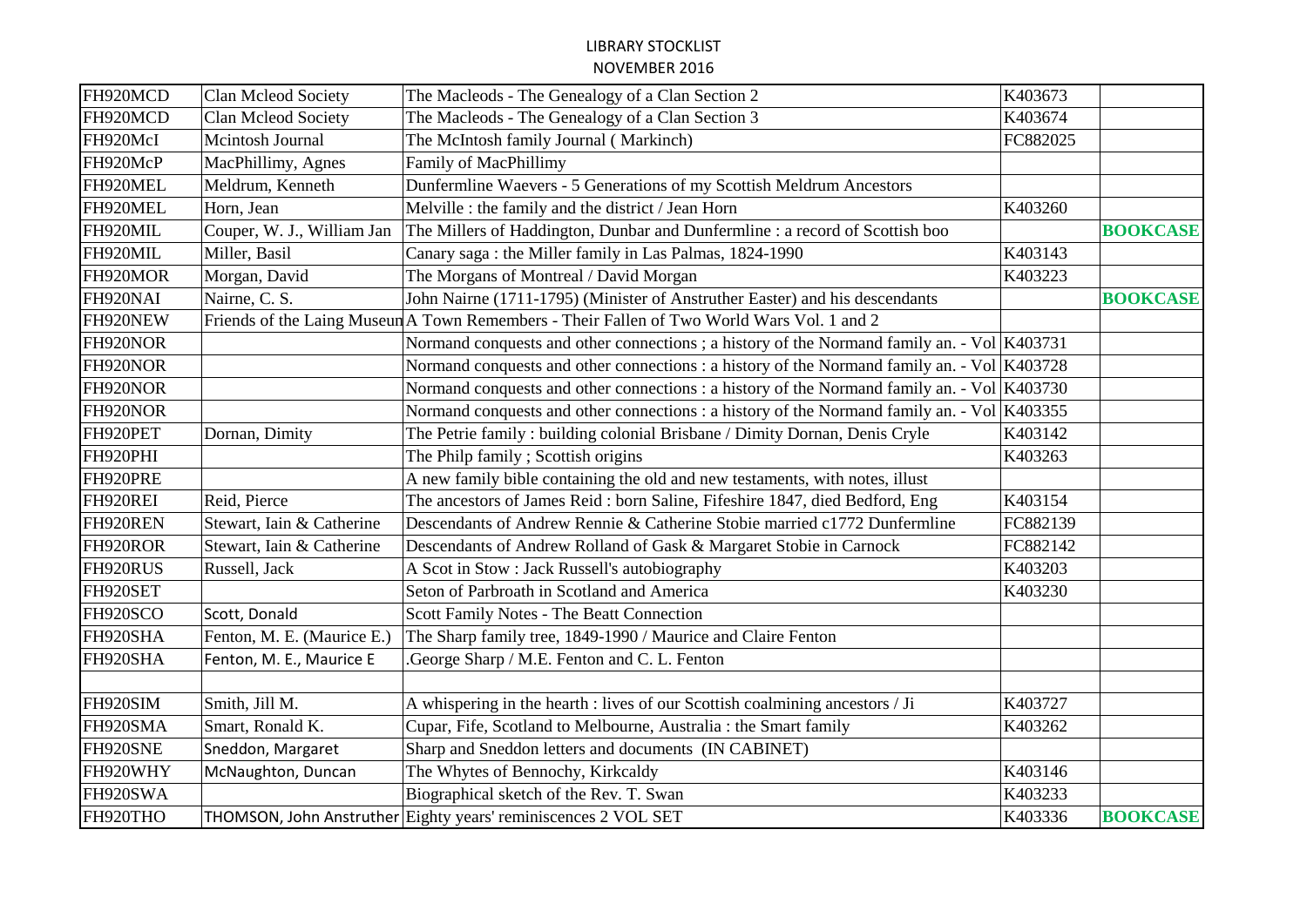LIBRARY STOCKLIST
NOVEMBER 2016

| | | | | |
|---|---|---|---|---|
| FH920MCD | Clan Mcleod Society | The Macleods - The Genealogy of a Clan Section 2 | K403673 | |
| FH920MCD | Clan Mcleod Society | The Macleods - The Genealogy of a Clan Section 3 | K403674 | |
| FH920McI | Mcintosh Journal | The McIntosh family Journal ( Markinch) | FC882025 | |
| FH920McP | MacPhillimy, Agnes | Family of MacPhillimy | | |
| FH920MEL | Meldrum, Kenneth | Dunfermline Waevers - 5 Generations of my Scottish Meldrum Ancestors | | |
| FH920MEL | Horn, Jean | Melville : the family and the district / Jean Horn | K403260 | |
| FH920MIL | Couper, W. J., William Jan | The Millers of Haddington, Dunbar and Dunfermline : a record of Scottish boo | | **BOOKCASE** |
| FH920MIL | Miller, Basil | Canary saga : the Miller family in Las Palmas, 1824-1990 | K403143 | |
| FH920MOR | Morgan, David | The Morgans of Montreal / David Morgan | K403223 | |
| FH920NAI | Nairne, C. S. | John Nairne (1711-1795) (Minister of Anstruther Easter) and his descendants | | **BOOKCASE** |
| FH920NEW | Friends of the Laing Museun | A Town Remembers - Their Fallen of Two World Wars Vol. 1 and 2 | | |
| FH920NOR | | Normand conquests and other connections ; a history of the Normand family an. - Vol | K403731 | |
| FH920NOR | | Normand conquests and other connections : a history of the Normand family an. - Vol | K403728 | |
| FH920NOR | | Normand conquests and other connections : a history of the Normand family an. - Vol | K403730 | |
| FH920NOR | | Normand conquests and other connections : a history of the Normand family an. - Vol | K403355 | |
| FH920PET | Dornan, Dimity | The Petrie family : building colonial Brisbane / Dimity Dornan, Denis Cryle | K403142 | |
| FH920PHI | | The Philp family ; Scottish origins | K403263 | |
| FH920PRE | | A new family bible containing the old and new testaments, with notes, illust | | |
| FH920REI | Reid, Pierce | The ancestors of James Reid : born Saline, Fifeshire 1847, died Bedford, Eng | K403154 | |
| FH920REN | Stewart, Iain & Catherine | Descendants of Andrew Rennie & Catherine Stobie married c1772 Dunfermline | FC882139 | |
| FH920ROR | Stewart, Iain & Catherine | Descendants of Andrew Rolland of Gask & Margaret Stobie in Carnock | FC882142 | |
| FH920RUS | Russell, Jack | A Scot in Stow : Jack Russell's autobiography | K403203 | |
| FH920SET | | Seton of Parbroath in Scotland and America | K403230 | |
| FH920SCO | Scott, Donald | Scott Family Notes - The Beatt Connection | | |
| FH920SHA | Fenton, M. E. (Maurice E.) | The Sharp family tree, 1849-1990 / Maurice and Claire Fenton | | |
| FH920SHA | Fenton, M. E., Maurice E | .George Sharp / M.E. Fenton and C. L. Fenton | | |
| | | | | |
| FH920SIM | Smith, Jill M. | A whispering in the hearth : lives of our Scottish coalmining ancestors / Ji | K403727 | |
| FH920SMA | Smart, Ronald K. | Cupar, Fife, Scotland to Melbourne, Australia : the Smart family | K403262 | |
| FH920SNE | Sneddon, Margaret | Sharp and Sneddon letters and documents (IN CABINET) | | |
| FH920WHY | McNaughton, Duncan | The Whytes of Bennochy, Kirkcaldy | K403146 | |
| FH920SWA | | Biographical sketch of the Rev. T. Swan | K403233 | |
| FH920THO | THOMSON, John Anstruther | Eighty years' reminiscences 2 VOL SET | K403336 | **BOOKCASE** |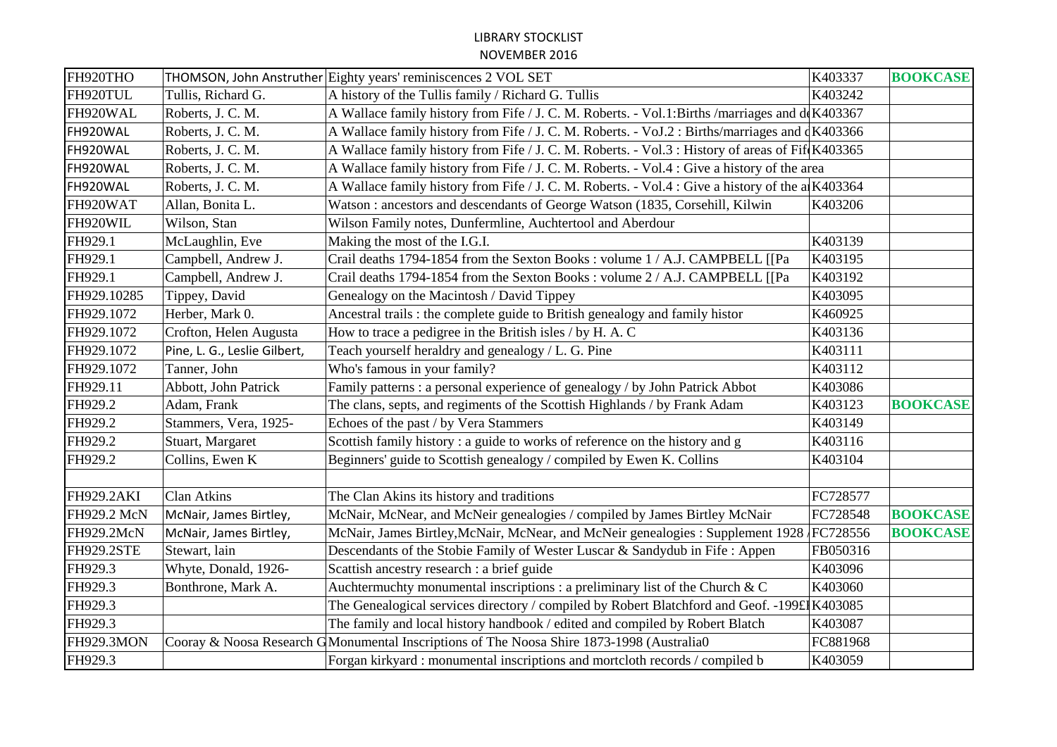LIBRARY STOCKLIST

NOVEMBER 2016

| | | | | |
|---|---|---|---|---|
| FH920THO | THOMSON, John Anstruther | Eighty years' reminiscences 2 VOL SET | K403337 | **BOOKCASE** |
| FH920TUL | Tullis, Richard G. | A history of the Tullis family / Richard G. Tullis | K403242 | |
| FH920WAL | Roberts, J. C. M. | A Wallace family history from Fife / J. C. M. Roberts. - Vol.1:Births /marriages and d | K403367 | |
| FH920WAL | Roberts, J. C. M. | A Wallace family history from Fife / J. C. M. Roberts. - VoJ.2 : Births/marriages and d | K403366 | |
| FH920WAL | Roberts, J. C. M. | A Wallace family history from Fife / J. C. M. Roberts. - Vol.3 : History of areas of Fif | K403365 | |
| FH920WAL | Roberts, J. C. M. | A Wallace family history from Fife / J. C. M. Roberts. - Vol.4 : Give a history of the area | | |
| FH920WAL | Roberts, J. C. M. | A Wallace family history from Fife / J. C. M. Roberts. - Vol.4 : Give a history of the a | K403364 | |
| FH920WAT | Allan, Bonita L. | Watson : ancestors and descendants of George Watson (1835, Corsehill, Kilwin | K403206 | |
| FH920WIL | Wilson, Stan | Wilson Family notes, Dunfermline, Auchtertool and Aberdour | | |
| FH929.1 | McLaughlin, Eve | Making the most of the I.G.I. | K403139 | |
| FH929.1 | Campbell, Andrew J. | Crail deaths 1794-1854 from the Sexton Books : volume 1 / A.J. CAMPBELL [[Pa | K403195 | |
| FH929.1 | Campbell, Andrew J. | Crail deaths 1794-1854 from the Sexton Books : volume 2 / A.J. CAMPBELL [[Pa | K403192 | |
| FH929.10285 | Tippey, David | Genealogy on the Macintosh / David Tippey | K403095 | |
| FH929.1072 | Herber, Mark 0. | Ancestral trails : the complete guide to British genealogy and family histor | K460925 | |
| FH929.1072 | Crofton, Helen Augusta | How to trace a pedigree in the British isles / by H. A. C | K403136 | |
| FH929.1072 | Pine, L. G., Leslie Gilbert, | Teach yourself heraldry and genealogy / L. G. Pine | K403111 | |
| FH929.1072 | Tanner, John | Who's famous in your family? | K403112 | |
| FH929.11 | Abbott, John Patrick | Family patterns : a personal experience of genealogy / by John Patrick Abbot | K403086 | |
| FH929.2 | Adam, Frank | The clans, septs, and regiments of the Scottish Highlands / by Frank Adam | K403123 | **BOOKCASE** |
| FH929.2 | Stammers, Vera, 1925- | Echoes of the past / by Vera Stammers | K403149 | |
| FH929.2 | Stuart, Margaret | Scottish family history : a guide to works of reference on the history and g | K403116 | |
| FH929.2 | Collins, Ewen K | Beginners' guide to Scottish genealogy / compiled by Ewen K. Collins | K403104 | |
| | | | | |
| FH929.2AKI | Clan Atkins | The Clan Akins its history and traditions | FC728577 | |
| FH929.2 McN | McNair, James Birtley, | McNair, McNear, and McNeir genealogies / compiled by James Birtley McNair | FC728548 | **BOOKCASE** |
| FH929.2McN | McNair, James Birtley, | McNair, James Birtley,McNair, McNear, and McNeir genealogies : Supplement 1928 / | FC728556 | **BOOKCASE** |
| FH929.2STE | Stewart, lain | Descendants of the Stobie Family of Wester Luscar & Sandydub in Fife : Appen | FB050316 | |
| FH929.3 | Whyte, Donald, 1926- | Scattish ancestry research : a brief guide | K403096 | |
| FH929.3 | Bonthrone, Mark A. | Auchtermuchty monumental inscriptions : a preliminary list of the Church & C | K403060 | |
| FH929.3 | | The Genealogical services directory / compiled by Robert Blatchford and Geof. -199£I | K403085 | |
| FH929.3 | | The family and local history handbook / edited and compiled by Robert Blatch | K403087 | |
| FH929.3MON | Cooray & Noosa Research G | Monumental Inscriptions of The Noosa Shire 1873-1998 (Australia0 | FC881968 | |
| FH929.3 | | Forgan kirkyard : monumental inscriptions and mortcloth records / compiled b | K403059 | |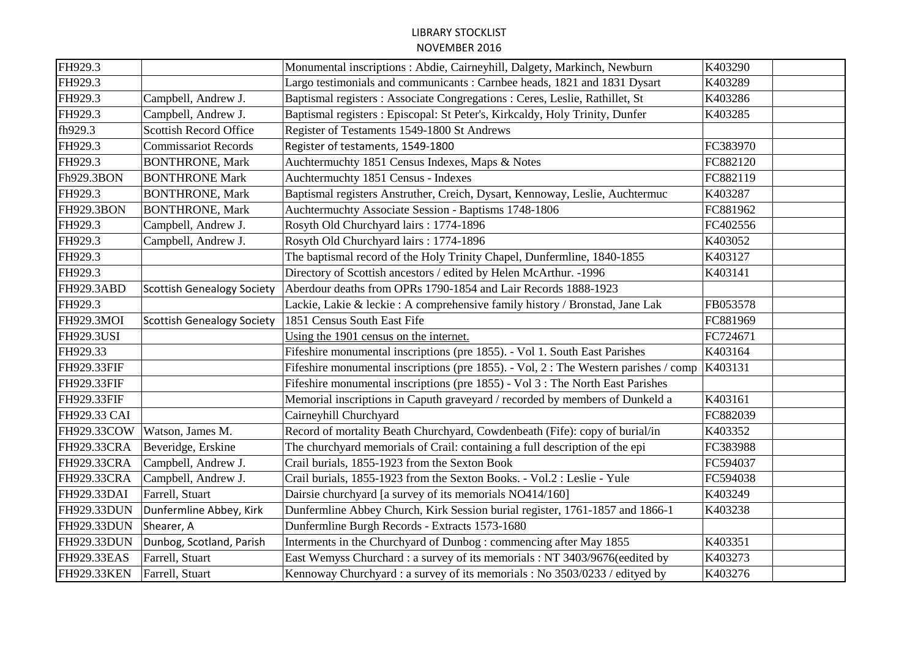LIBRARY STOCKLIST

NOVEMBER 2016

| | | | | |
|---|---|---|---|---|
| FH929.3 | | Monumental inscriptions : Abdie, Cairneyhill, Dalgety, Markinch, Newburn | K403290 | |
| FH929.3 | | Largo testimonials and communicants : Carnbee heads, 1821 and 1831 Dysart | K403289 | |
| FH929.3 | Campbell, Andrew J. | Baptismal registers : Associate Congregations : Ceres, Leslie, Rathillet, St | K403286 | |
| FH929.3 | Campbell, Andrew J. | Baptismal registers : Episcopal: St Peter's, Kirkcaldy, Holy Trinity, Dunfer | K403285 | |
| fh929.3 | Scottish Record Office | Register of Testaments 1549-1800 St Andrews | | |
| FH929.3 | Commissariot Records | Register of testaments, 1549-1800 | FC383970 | |
| FH929.3 | BONTHRONE, Mark | Auchtermuchty 1851 Census Indexes, Maps & Notes | FC882120 | |
| Fh929.3BON | BONTHRONE Mark | Auchtermuchty 1851 Census - Indexes | FC882119 | |
| FH929.3 | BONTHRONE, Mark | Baptismal registers Anstruther, Creich, Dysart, Kennoway, Leslie, Auchtermuc | K403287 | |
| FH929.3BON | BONTHRONE, Mark | Auchtermuchty Associate Session - Baptisms 1748-1806 | FC881962 | |
| FH929.3 | Campbell, Andrew J. | Rosyth Old Churchyard lairs : 1774-1896 | FC402556 | |
| FH929.3 | Campbell, Andrew J. | Rosyth Old Churchyard lairs : 1774-1896 | K403052 | |
| FH929.3 | | The baptismal record of the Holy Trinity Chapel, Dunfermline, 1840-1855 | K403127 | |
| FH929.3 | | Directory of Scottish ancestors / edited by Helen McArthur. -1996 | K403141 | |
| FH929.3ABD | Scottish Genealogy Society | Aberdour deaths from OPRs 1790-1854 and Lair Records 1888-1923 | | |
| FH929.3 | | Lackie, Lakie & leckie : A comprehensive family history / Bronstad, Jane Lak | FB053578 | |
| FH929.3MOI | Scottish Genealogy Society | 1851 Census South East Fife | FC881969 | |
| FH929.3USI | | Using the 1901 census on the internet. | FC724671 | |
| FH929.33 | | Fifeshire monumental inscriptions (pre 1855). - Vol 1. South East Parishes | K403164 | |
| FH929.33FIF | | Fifeshire monumental inscriptions (pre 1855). - Vol, 2 : The Western parishes / comp | K403131 | |
| FH929.33FIF | | Fifeshire monumental inscriptions (pre 1855) - Vol 3 : The North East Parishes | | |
| FH929.33FIF | | Memorial inscriptions in Caputh graveyard / recorded by members of Dunkeld a | K403161 | |
| FH929.33 CAI | | Cairneyhill Churchyard | FC882039 | |
| FH929.33COW | Watson, James M. | Record of mortality Beath Churchyard, Cowdenbeath (Fife): copy of burial/in | K403352 | |
| FH929.33CRA | Beveridge, Erskine | The churchyard memorials of Crail: containing a full description of the epi | FC383988 | |
| FH929.33CRA | Campbell, Andrew J. | Crail burials, 1855-1923 from the Sexton Book | FC594037 | |
| FH929.33CRA | Campbell, Andrew J. | Crail burials, 1855-1923 from the Sexton Books. - Vol.2 : Leslie - Yule | FC594038 | |
| FH929.33DAI | Farrell, Stuart | Dairsie churchyard [a survey of its memorials NO414/160] | K403249 | |
| FH929.33DUN | Dunfermline Abbey, Kirk | Dunfermline Abbey Church, Kirk Session burial register, 1761-1857 and 1866-1 | K403238 | |
| FH929.33DUN | Shearer, A | Dunfermline Burgh Records - Extracts 1573-1680 | | |
| FH929.33DUN | Dunbog, Scotland, Parish | Interments in the Churchyard of Dunbog : commencing after May 1855 | K403351 | |
| FH929.33EAS | Farrell, Stuart | East Wemyss Churchard : a survey of its memorials : NT 3403/9676(eedited by | K403273 | |
| FH929.33KEN | Farrell, Stuart | Kennoway Churchyard : a survey of its memorials : No 3503/0233 / edityed by | K403276 | |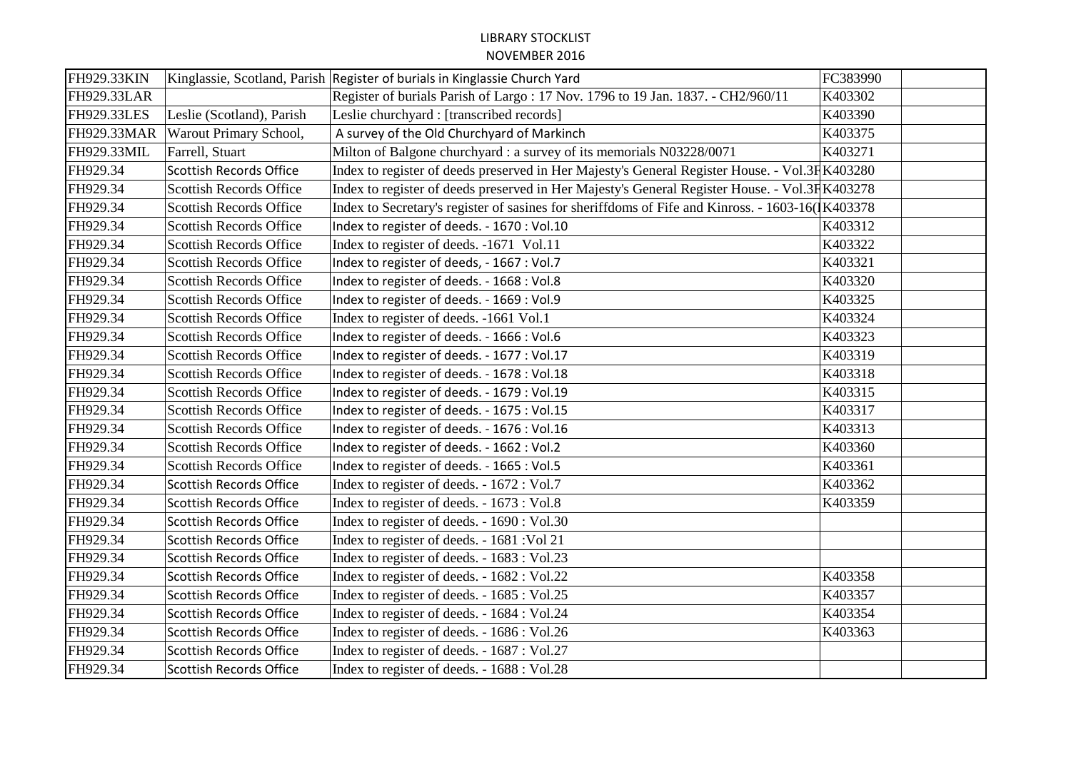| FH929.33KIN | Kinglassie, Scotland, Parish | Register of burials in Kinglassie Church Yard | FC383990 | |
|---|---|---|---|---|
| FH929.33LAR | | Register of burials Parish of Largo : 17 Nov. 1796 to 19 Jan. 1837. - CH2/960/11 | K403302 | |
| FH929.33LES | Leslie (Scotland), Parish | Leslie churchyard : [transcribed records] | K403390 | |
| FH929.33MAR | Warout Primary School, | A survey of the Old Churchyard of Markinch | K403375 | |
| FH929.33MIL | Farrell, Stuart | Milton of Balgone churchyard : a survey of its memorials N03228/0071 | K403271 | |
| FH929.34 | Scottish Records Office | Index to register of deeds preserved in Her Majesty's General Register House. - Vol.3F | K403280 | |
| FH929.34 | Scottish Records Office | Index to register of deeds preserved in Her Majesty's General Register House. - Vol.3F | K403278 | |
| FH929.34 | Scottish Records Office | Index to Secretary's register of sasines for sheriffdoms of Fife and Kinross. - 1603-16( | K403378 | |
| FH929.34 | Scottish Records Office | Index to register of deeds. - 1670 : Vol.10 | K403312 | |
| FH929.34 | Scottish Records Office | Index to register of deeds. -1671 Vol.11 | K403322 | |
| FH929.34 | Scottish Records Office | Index to register of deeds, - 1667 : Vol.7 | K403321 | |
| FH929.34 | Scottish Records Office | Index to register of deeds. - 1668 : Vol.8 | K403320 | |
| FH929.34 | Scottish Records Office | Index to register of deeds. - 1669 : Vol.9 | K403325 | |
| FH929.34 | Scottish Records Office | Index to register of deeds. -1661 Vol.1 | K403324 | |
| FH929.34 | Scottish Records Office | Index to register of deeds. - 1666 : Vol.6 | K403323 | |
| FH929.34 | Scottish Records Office | Index to register of deeds. - 1677 : Vol.17 | K403319 | |
| FH929.34 | Scottish Records Office | Index to register of deeds. - 1678 : Vol.18 | K403318 | |
| FH929.34 | Scottish Records Office | Index to register of deeds. - 1679 : Vol.19 | K403315 | |
| FH929.34 | Scottish Records Office | Index to register of deeds. - 1675 : Vol.15 | K403317 | |
| FH929.34 | Scottish Records Office | Index to register of deeds. - 1676 : Vol.16 | K403313 | |
| FH929.34 | Scottish Records Office | Index to register of deeds. - 1662 : Vol.2 | K403360 | |
| FH929.34 | Scottish Records Office | Index to register of deeds. - 1665 : Vol.5 | K403361 | |
| FH929.34 | Scottish Records Office | Index to register of deeds. - 1672 : Vol.7 | K403362 | |
| FH929.34 | Scottish Records Office | Index to register of deeds. - 1673 : Vol.8 | K403359 | |
| FH929.34 | Scottish Records Office | Index to register of deeds. - 1690 : Vol.30 | | |
| FH929.34 | Scottish Records Office | Index to register of deeds. - 1681 :Vol 21 | | |
| FH929.34 | Scottish Records Office | Index to register of deeds. - 1683 : Vol.23 | | |
| FH929.34 | Scottish Records Office | Index to register of deeds. - 1682 : Vol.22 | K403358 | |
| FH929.34 | Scottish Records Office | Index to register of deeds. - 1685 : Vol.25 | K403357 | |
| FH929.34 | Scottish Records Office | Index to register of deeds. - 1684 : Vol.24 | K403354 | |
| FH929.34 | Scottish Records Office | Index to register of deeds. - 1686 : Vol.26 | K403363 | |
| FH929.34 | Scottish Records Office | Index to register of deeds. - 1687 : Vol.27 | | |
| FH929.34 | Scottish Records Office | Index to register of deeds. - 1688 : Vol.28 | | |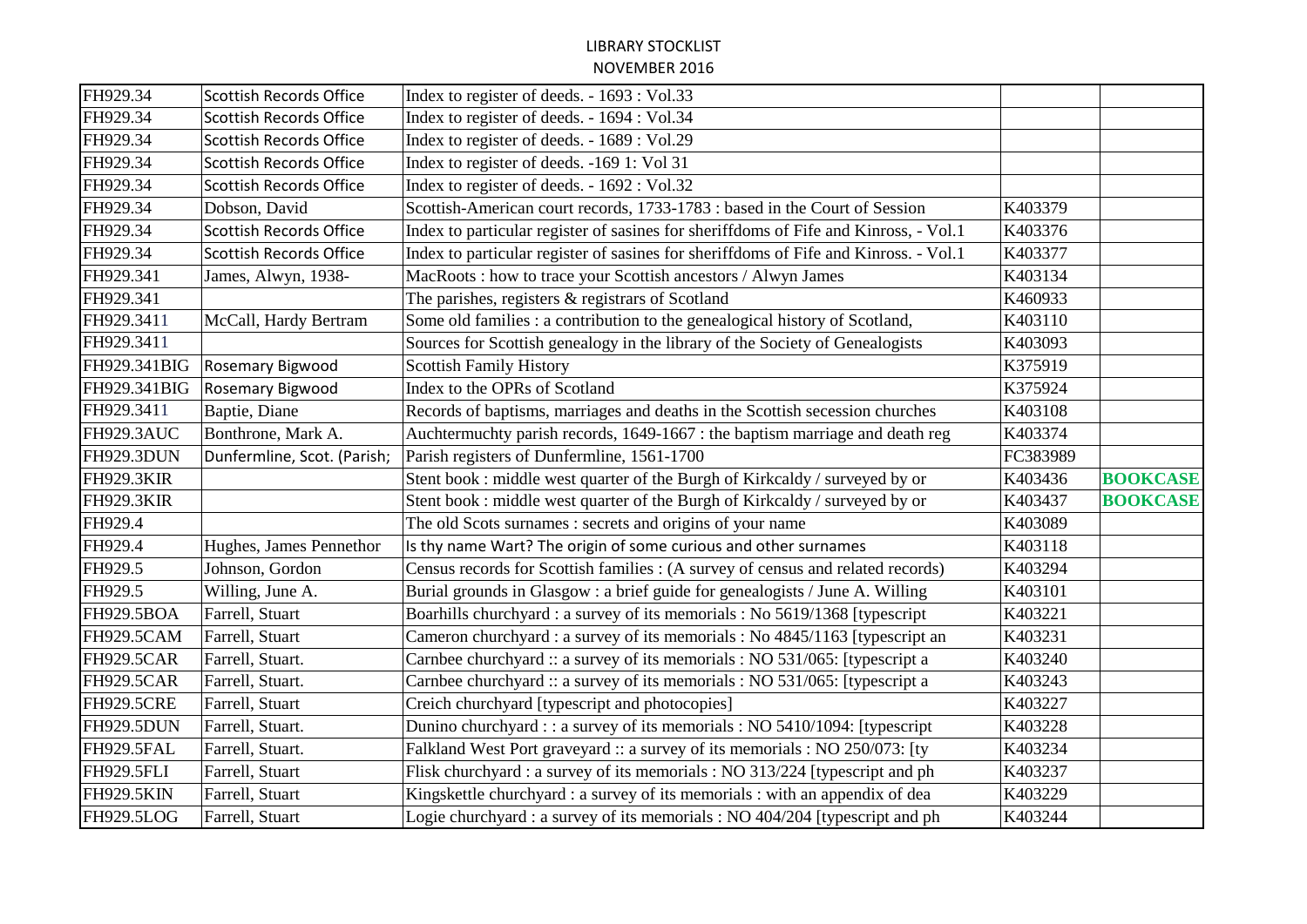LIBRARY STOCKLIST
NOVEMBER 2016

| | | | | |
|---|---|---|---|---|
| FH929.34 | Scottish Records Office | Index to register of deeds. - 1693 : Vol.33 | | |
| FH929.34 | Scottish Records Office | Index to register of deeds. - 1694 : Vol.34 | | |
| FH929.34 | Scottish Records Office | Index to register of deeds. - 1689 : Vol.29 | | |
| FH929.34 | Scottish Records Office | Index to register of deeds. -169 1: Vol 31 | | |
| FH929.34 | Scottish Records Office | Index to register of deeds. - 1692 : Vol.32 | | |
| FH929.34 | Dobson, David | Scottish-American court records, 1733-1783 : based in the Court of Session | K403379 | |
| FH929.34 | Scottish Records Office | Index to particular register of sasines for sheriffdoms of Fife and Kinross, - Vol.1 | K403376 | |
| FH929.34 | Scottish Records Office | Index to particular register of sasines for sheriffdoms of Fife and Kinross. - Vol.1 | K403377 | |
| FH929.341 | James, Alwyn, 1938- | MacRoots : how to trace your Scottish ancestors / Alwyn James | K403134 | |
| FH929.341 | | The parishes, registers & registrars of Scotland | K460933 | |
| FH929.3411 | McCall, Hardy Bertram | Some old families : a contribution to the genealogical history of Scotland, | K403110 | |
| FH929.3411 | | Sources for Scottish genealogy in the library of the Society of Genealogists | K403093 | |
| FH929.341BIG | Rosemary Bigwood | Scottish Family History | K375919 | |
| FH929.341BIG | Rosemary Bigwood | Index to the OPRs of Scotland | K375924 | |
| FH929.3411 | Baptie, Diane | Records of baptisms, marriages and deaths in the Scottish secession churches | K403108 | |
| FH929.3AUC | Bonthrone, Mark A. | Auchtermuchty parish records, 1649-1667 : the baptism marriage and death reg | K403374 | |
| FH929.3DUN | Dunfermline, Scot. (Parish; | Parish registers of Dunfermline, 1561-1700 | FC383989 | |
| FH929.3KIR | | Stent book : middle west quarter of the Burgh of Kirkcaldy / surveyed by or | K403436 | **BOOKCASE** |
| FH929.3KIR | | Stent book : middle west quarter of the Burgh of Kirkcaldy / surveyed by or | K403437 | **BOOKCASE** |
| FH929.4 | | The old Scots surnames : secrets and origins of your name | K403089 | |
| FH929.4 | Hughes, James Pennethor | Is thy name Wart? The origin of some curious and other surnames | K403118 | |
| FH929.5 | Johnson, Gordon | Census records for Scottish families : (A survey of census and related records) | K403294 | |
| FH929.5 | Willing, June A. | Burial grounds in Glasgow : a brief guide for genealogists / June A. Willing | K403101 | |
| FH929.5BOA | Farrell, Stuart | Boarhills churchyard : a survey of its memorials : No 5619/1368 [typescript | K403221 | |
| FH929.5CAM | Farrell, Stuart | Cameron churchyard : a survey of its memorials : No 4845/1163 [typescript an | K403231 | |
| FH929.5CAR | Farrell, Stuart. | Carnbee churchyard :: a survey of its memorials : NO 531/065: [typescript a | K403240 | |
| FH929.5CAR | Farrell, Stuart. | Carnbee churchyard :: a survey of its memorials : NO 531/065: [typescript a | K403243 | |
| FH929.5CRE | Farrell, Stuart | Creich churchyard [typescript and photocopies] | K403227 | |
| FH929.5DUN | Farrell, Stuart. | Dunino churchyard : : a survey of its memorials : NO 5410/1094: [typescript | K403228 | |
| FH929.5FAL | Farrell, Stuart. | Falkland West Port graveyard :: a survey of its memorials : NO 250/073: [ty | K403234 | |
| FH929.5FLI | Farrell, Stuart | Flisk churchyard : a survey of its memorials : NO 313/224 [typescript and ph | K403237 | |
| FH929.5KIN | Farrell, Stuart | Kingskettle churchyard : a survey of its memorials : with an appendix of dea | K403229 | |
| FH929.5LOG | Farrell, Stuart | Logie churchyard : a survey of its memorials : NO 404/204 [typescript and ph | K403244 | |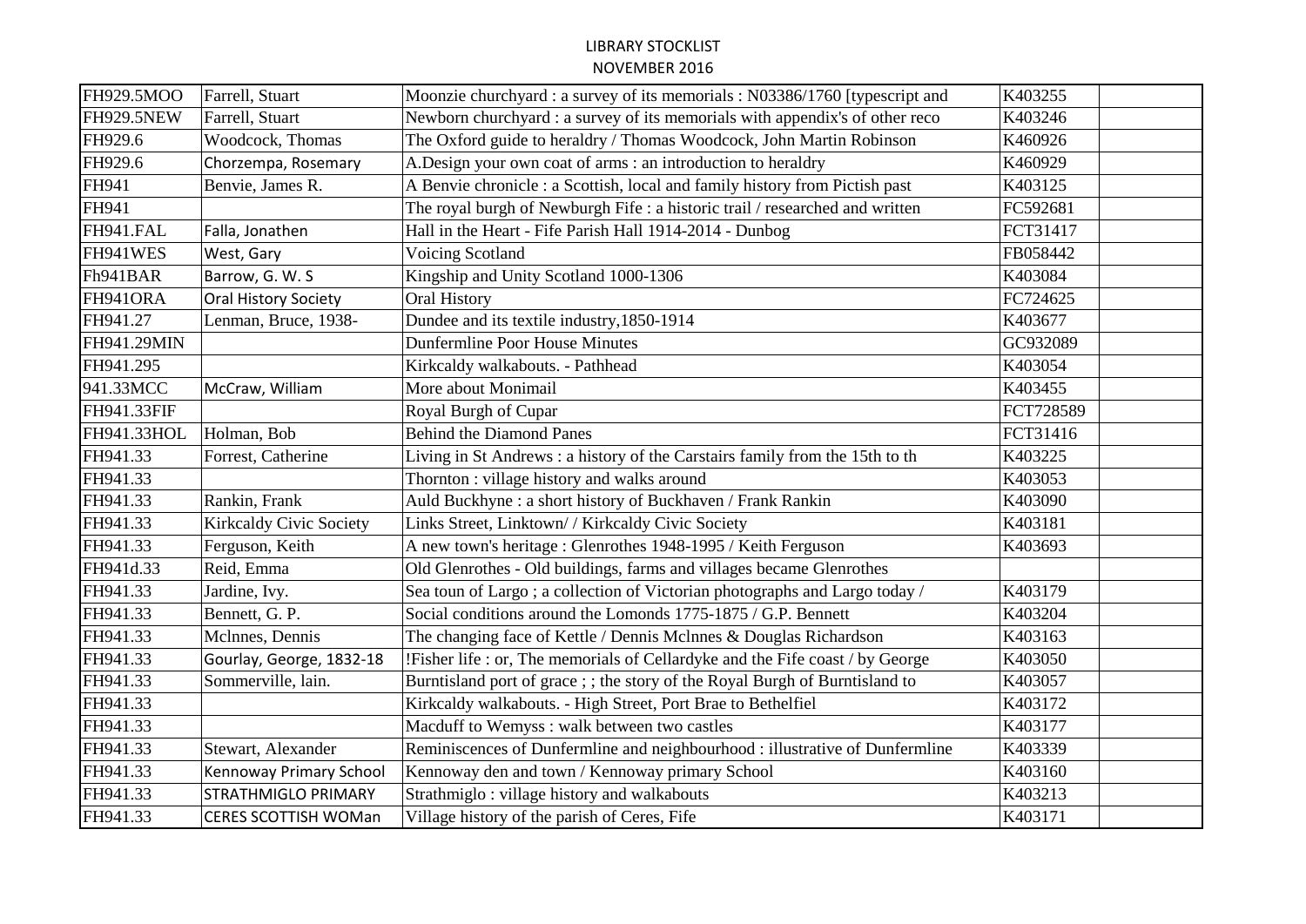LIBRARY STOCKLIST
NOVEMBER 2016

| | | | | |
|---|---|---|---|---|
| FH929.5MOO | Farrell, Stuart | Moonzie churchyard : a survey of its memorials : N03386/1760 [typescript and | K403255 | |
| FH929.5NEW | Farrell, Stuart | Newborn churchyard : a survey of its memorials with appendix's of other reco | K403246 | |
| FH929.6 | Woodcock, Thomas | The Oxford guide to heraldry / Thomas Woodcock, John Martin Robinson | K460926 | |
| FH929.6 | Chorzempa, Rosemary | A.Design your own coat of arms : an introduction to heraldry | K460929 | |
| FH941 | Benvie, James R. | A Benvie chronicle : a Scottish, local and family history from Pictish past | K403125 | |
| FH941 | | The royal burgh of Newburgh Fife : a historic trail / researched and written | FC592681 | |
| FH941.FAL | Falla, Jonathen | Hall in the Heart - Fife Parish Hall 1914-2014 - Dunbog | FCT31417 | |
| FH941WES | West, Gary | Voicing Scotland | FB058442 | |
| Fh941BAR | Barrow, G. W. S | Kingship and Unity Scotland 1000-1306 | K403084 | |
| FH941ORA | Oral History Society | Oral History | FC724625 | |
| FH941.27 | Lenman, Bruce, 1938- | Dundee and its textile industry,1850-1914 | K403677 | |
| FH941.29MIN | | Dunfermline Poor House Minutes | GC932089 | |
| FH941.295 | | Kirkcaldy walkabouts. - Pathhead | K403054 | |
| 941.33MCC | McCraw, William | More about Monimail | K403455 | |
| FH941.33FIF | | Royal Burgh of Cupar | FCT728589 | |
| FH941.33HOL | Holman, Bob | Behind the Diamond Panes | FCT31416 | |
| FH941.33 | Forrest, Catherine | Living in St Andrews : a history of the Carstairs family from the 15th to th | K403225 | |
| FH941.33 | | Thornton : village history and walks around | K403053 | |
| FH941.33 | Rankin, Frank | Auld Buckhyne : a short history of Buckhaven / Frank Rankin | K403090 | |
| FH941.33 | Kirkcaldy Civic Society | Links Street, Linktown/ / Kirkcaldy Civic Society | K403181 | |
| FH941.33 | Ferguson, Keith | A new town's heritage : Glenrothes 1948-1995 / Keith Ferguson | K403693 | |
| FH941d.33 | Reid, Emma | Old Glenrothes - Old buildings, farms and villages became Glenrothes | | |
| FH941.33 | Jardine, Ivy. | Sea toun of Largo ; a collection of Victorian photographs and Largo today / | K403179 | |
| FH941.33 | Bennett, G. P. | Social conditions around the Lomonds 1775-1875 / G.P. Bennett | K403204 | |
| FH941.33 | Mclnnes, Dennis | The changing face of Kettle / Dennis Mclnnes & Douglas Richardson | K403163 | |
| FH941.33 | Gourlay, George, 1832-18 | !Fisher life : or, The memorials of Cellardyke and the Fife coast / by George | K403050 | |
| FH941.33 | Sommerville, lain. | Burntisland port of grace ; ; the story of the Royal Burgh of Burntisland to | K403057 | |
| FH941.33 | | Kirkcaldy walkabouts. - High Street, Port Brae to Bethelfiel | K403172 | |
| FH941.33 | | Macduff to Wemyss : walk between two castles | K403177 | |
| FH941.33 | Stewart, Alexander | Reminiscences of Dunfermline and neighbourhood : illustrative of Dunfermline | K403339 | |
| FH941.33 | Kennoway Primary School | Kennoway den and town / Kennoway primary School | K403160 | |
| FH941.33 | STRATHMIGLO PRIMARY | Strathmiglo : village history and walkabouts | K403213 | |
| FH941.33 | CERES SCOTTISH WOMan | Village history of the parish of Ceres, Fife | K403171 | |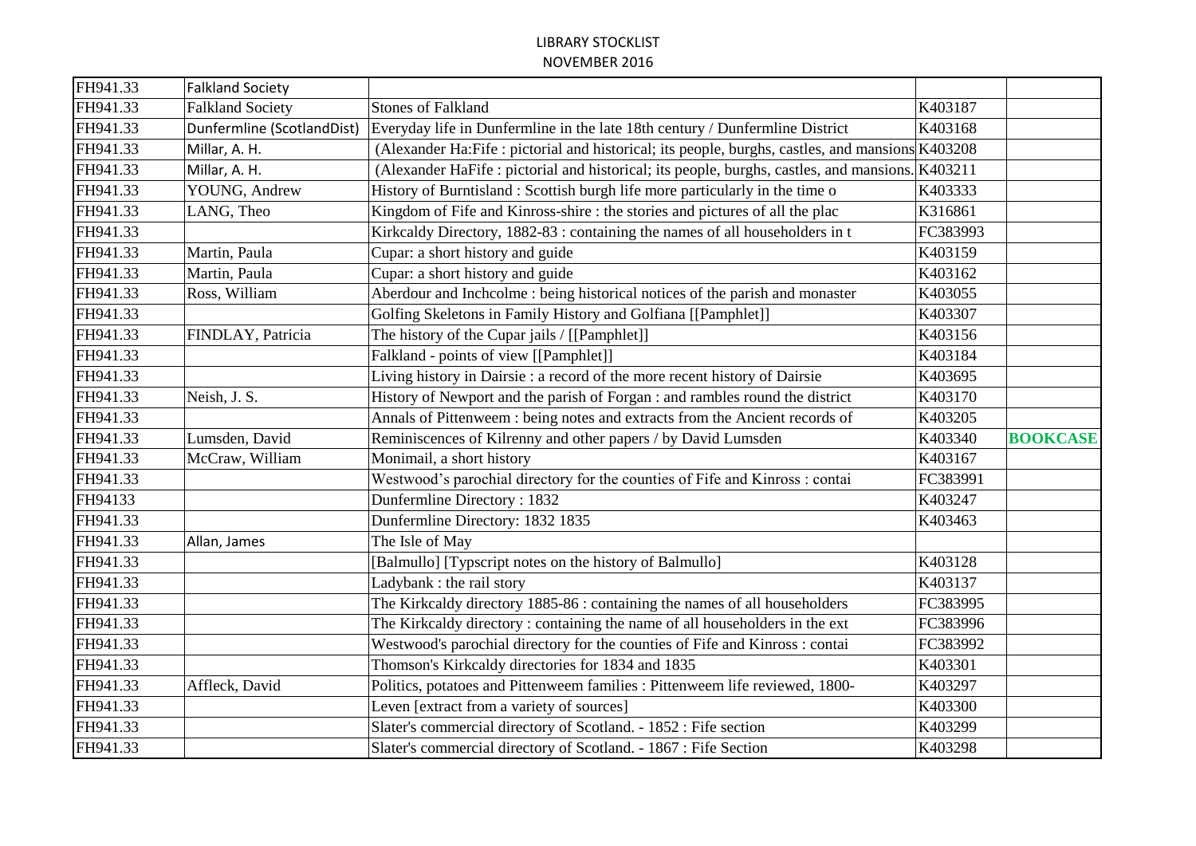| FH941.33 | Falkland Society | | | |
|---|---|---|---|---|
| FH941.33 | Falkland Society | Stones of Falkland | K403187 | |
| FH941.33 | Dunfermline (ScotlandDist) | Everyday life in Dunfermline in the late 18th century / Dunfermline District | K403168 | |
| FH941.33 | Millar, A. H. | (Alexander Ha:Fife : pictorial and historical; its people, burghs, castles, and mansions | K403208 | |
| FH941.33 | Millar, A. H. | (Alexander HaFife : pictorial and historical; its people, burghs, castles, and mansions. | K403211 | |
| FH941.33 | YOUNG, Andrew | History of Burntisland : Scottish burgh life more particularly in the time o | K403333 | |
| FH941.33 | LANG, Theo | Kingdom of Fife and Kinross-shire : the stories and pictures of all the plac | K316861 | |
| FH941.33 | | Kirkcaldy Directory, 1882-83 : containing the names of all householders in t | FC383993 | |
| FH941.33 | Martin, Paula | Cupar: a short history and guide | K403159 | |
| FH941.33 | Martin, Paula | Cupar: a short history and guide | K403162 | |
| FH941.33 | Ross, William | Aberdour and Inchcolme : being historical notices of the parish and monaster | K403055 | |
| FH941.33 | | Golfing Skeletons in Family History and Golfiana [[Pamphlet]] | K403307 | |
| FH941.33 | FINDLAY, Patricia | The history of the Cupar jails / [[Pamphlet]] | K403156 | |
| FH941.33 | | Falkland - points of view [[Pamphlet]] | K403184 | |
| FH941.33 | | Living history in Dairsie : a record of the more recent history of Dairsie | K403695 | |
| FH941.33 | Neish, J. S. | History of Newport and the parish of Forgan : and rambles round the district | K403170 | |
| FH941.33 | | Annals of Pittenweem : being notes and extracts from the Ancient records of | K403205 | |
| FH941.33 | Lumsden, David | Reminiscences of Kilrenny and other papers / by David Lumsden | K403340 | **BOOKCASE** |
| FH941.33 | McCraw, William | Monimail, a short history | K403167 | |
| FH941.33 | | Westwood's parochial directory for the counties of Fife and Kinross : contai | FC383991 | |
| FH94133 | | Dunfermline Directory : 1832 | K403247 | |
| FH941.33 | | Dunfermline Directory: 1832 1835 | K403463 | |
| FH941.33 | Allan, James | The Isle of May | | |
| FH941.33 | | [Balmullo] [Typscript notes on the history of Balmullo] | K403128 | |
| FH941.33 | | Ladybank : the rail story | K403137 | |
| FH941.33 | | The Kirkcaldy directory 1885-86 : containing the names of all householders | FC383995 | |
| FH941.33 | | The Kirkcaldy directory : containing the name of all householders in the ext | FC383996 | |
| FH941.33 | | Westwood's parochial directory for the counties of Fife and Kinross : contai | FC383992 | |
| FH941.33 | | Thomson's Kirkcaldy directories for 1834 and 1835 | K403301 | |
| FH941.33 | Affleck, David | Politics, potatoes and Pittenweem families : Pittenweem life reviewed, 1800- | K403297 | |
| FH941.33 | | Leven [extract from a variety of sources] | K403300 | |
| FH941.33 | | Slater's commercial directory of Scotland. - 1852 : Fife section | K403299 | |
| FH941.33 | | Slater's commercial directory of Scotland. - 1867 : Fife Section | K403298 | |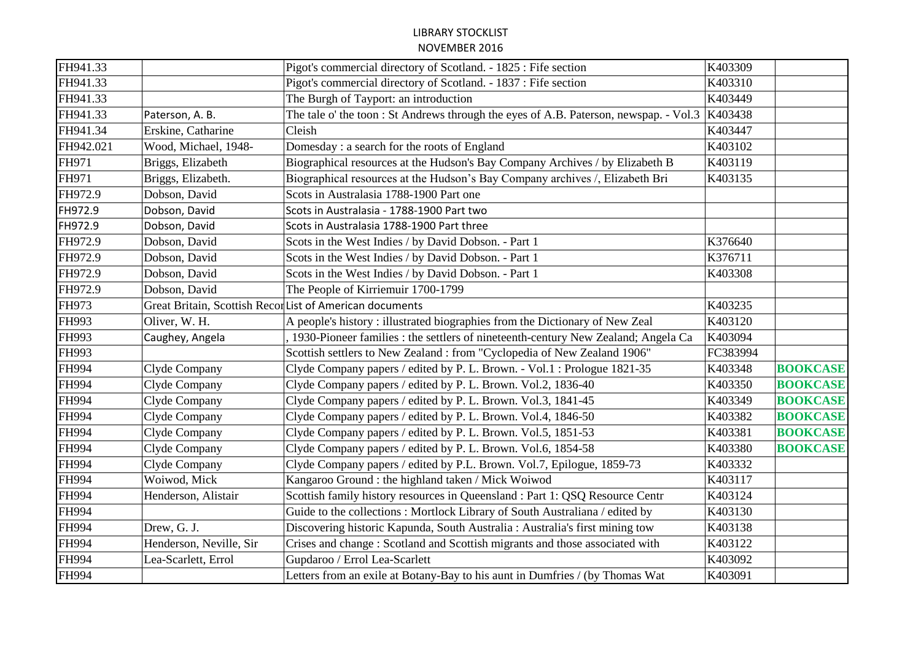| FH941.33 | | Pigot's commercial directory of Scotland. - 1825 : Fife section | K403309 | |
|---|---|---|---|---|
| FH941.33 | | Pigot's commercial directory of Scotland. - 1837 : Fife section | K403310 | |
| FH941.33 | | The Burgh of Tayport: an introduction | K403449 | |
| FH941.33 | Paterson, A. B. | The tale o' the toon : St Andrews through the eyes of A.B. Paterson, newspap. - Vol.3 | K403438 | |
| FH941.34 | Erskine, Catharine | Cleish | K403447 | |
| FH942.021 | Wood, Michael, 1948- | Domesday : a search for the roots of England | K403102 | |
| FH971 | Briggs, Elizabeth | Biographical resources at the Hudson's Bay Company Archives / by Elizabeth B | K403119 | |
| FH971 | Briggs, Elizabeth. | Biographical resources at the Hudson's Bay Company archives /, Elizabeth Bri | K403135 | |
| FH972.9 | Dobson, David | Scots in Australasia 1788-1900 Part one | | |
| FH972.9 | Dobson, David | Scots in Australasia - 1788-1900 Part two | | |
| FH972.9 | Dobson, David | Scots in Australasia 1788-1900 Part three | | |
| FH972.9 | Dobson, David | Scots in the West Indies / by David Dobson. - Part 1 | K376640 | |
| FH972.9 | Dobson, David | Scots in the West Indies / by David Dobson. - Part 1 | K376711 | |
| FH972.9 | Dobson, David | Scots in the West Indies / by David Dobson. - Part 1 | K403308 | |
| FH972.9 | Dobson, David | The People of Kirriemuir 1700-1799 | | |
| FH973 | Great Britain, Scottish Recor | List of American documents | K403235 | |
| FH993 | Oliver, W. H. | A people's history : illustrated biographies from the Dictionary of New Zeal | K403120 | |
| FH993 | Caughey, Angela | , 1930-Pioneer families : the settlers of nineteenth-century New Zealand; Angela Ca | K403094 | |
| FH993 | | Scottish settlers to New Zealand : from "Cyclopedia of New Zealand 1906" | FC383994 | |
| FH994 | Clyde Company | Clyde Company papers / edited by P. L. Brown. - Vol.1 : Prologue 1821-35 | K403348 | **BOOKCASE** |
| FH994 | Clyde Company | Clyde Company papers / edited by P. L. Brown. Vol.2, 1836-40 | K403350 | **BOOKCASE** |
| FH994 | Clyde Company | Clyde Company papers / edited by P. L. Brown. Vol.3, 1841-45 | K403349 | **BOOKCASE** |
| FH994 | Clyde Company | Clyde Company papers / edited by P. L. Brown. Vol.4, 1846-50 | K403382 | **BOOKCASE** |
| FH994 | Clyde Company | Clyde Company papers / edited by P. L. Brown. Vol.5, 1851-53 | K403381 | **BOOKCASE** |
| FH994 | Clyde Company | Clyde Company papers / edited by P. L. Brown. Vol.6, 1854-58 | K403380 | **BOOKCASE** |
| FH994 | Clyde Company | Clyde Company papers / edited by P.L. Brown. Vol.7, Epilogue, 1859-73 | K403332 | |
| FH994 | Woiwod, Mick | Kangaroo Ground : the highland taken / Mick Woiwod | K403117 | |
| FH994 | Henderson, Alistair | Scottish family history resources in Queensland : Part 1: QSQ Resource Centr | K403124 | |
| FH994 | | Guide to the collections : Mortlock Library of South Australiana / edited by | K403130 | |
| FH994 | Drew, G. J. | Discovering historic Kapunda, South Australia : Australia's first mining tow | K403138 | |
| FH994 | Henderson, Neville, Sir | Crises and change : Scotland and Scottish migrants and those associated with | K403122 | |
| FH994 | Lea-Scarlett, Errol | Gupdaroo / Errol Lea-Scarlett | K403092 | |
| FH994 | | Letters from an exile at Botany-Bay to his aunt in Dumfries / (by Thomas Wat | K403091 | |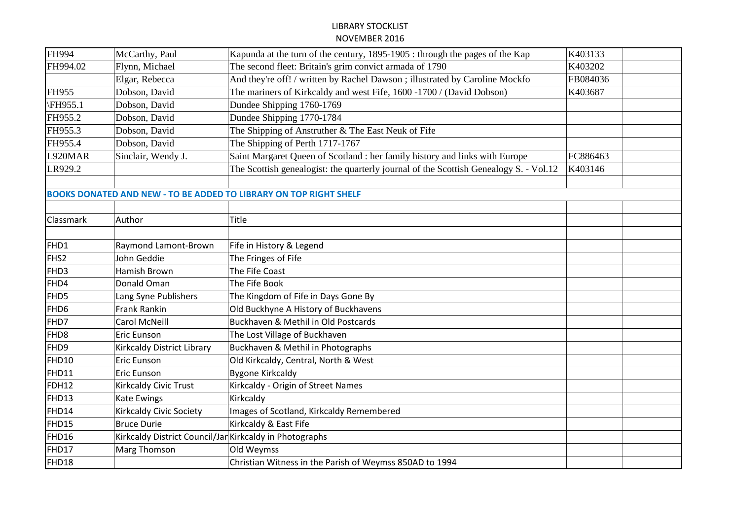LIBRARY STOCKLIST
NOVEMBER 2016

| | | | | |
|---|---|---|---|---|
| FH994 | McCarthy, Paul | Kapunda at the turn of the century, 1895-1905 : through the pages of the Kap | K403133 | |
| FH994.02 | Flynn, Michael | The second fleet: Britain's grim convict armada of 1790 | K403202 | |
| | Elgar, Rebecca | And they're off! / written by Rachel Dawson ; illustrated by Caroline Mockfo | FB084036 | |
| FH955 | Dobson, David | The mariners of Kirkcaldy and west Fife, 1600 -1700 / (David Dobson) | K403687 | |
| \FH955.1 | Dobson, David | Dundee Shipping 1760-1769 | | |
| FH955.2 | Dobson, David | Dundee Shipping 1770-1784 | | |
| FH955.3 | Dobson, David | The Shipping of Anstruther & The East Neuk of Fife | | |
| FH955.4 | Dobson, David | The Shipping of Perth 1717-1767 | | |
| L920MAR | Sinclair, Wendy J. | Saint Margaret Queen of Scotland : her family history and links with Europe | FC886463 | |
| LR929.2 | | The Scottish genealogist: the quarterly journal of the Scottish Genealogy S. - Vol.12 | K403146 | |
| | | | | |
| **BOOKS DONATED AND NEW - TO BE ADDED TO LIBRARY ON TOP RIGHT SHELF** | | | | |
| | | | | |
| Classmark | Author | Title | | |
| | | | | |
| FHD1 | Raymond Lamont-Brown | Fife in History & Legend | | |
| FHS2 | John Geddie | The Fringes of Fife | | |
| FHD3 | Hamish Brown | The Fife Coast | | |
| FHD4 | Donald Oman | The Fife Book | | |
| FHD5 | Lang Syne Publishers | The Kingdom of Fife in Days Gone By | | |
| FHD6 | Frank Rankin | Old Buckhyne A History of Buckhavens | | |
| FHD7 | Carol McNeill | Buckhaven & Methil in Old Postcards | | |
| FHD8 | Eric Eunson | The Lost Village of Buckhaven | | |
| FHD9 | Kirkcaldy District Library | Buckhaven & Methil in Photographs | | |
| FHD10 | Eric Eunson | Old Kirkcaldy, Central, North & West | | |
| FHD11 | Eric Eunson | Bygone Kirkcaldy | | |
| FDH12 | Kirkcaldy Civic Trust | Kirkcaldy - Origin of Street Names | | |
| FHD13 | Kate Ewings | Kirkcaldy | | |
| FHD14 | Kirkcaldy Civic Society | Images of Scotland, Kirkcaldy Remembered | | |
| FHD15 | Bruce Durie | Kirkcaldy & East Fife | | |
| FHD16 | Kirkcaldy District Council/Jar | Kirkcaldy in Photographs | | |
| FHD17 | Marg Thomson | Old Weymss | | |
| FHD18 | | Christian Witness in the Parish of Weymss 850AD to 1994 | | |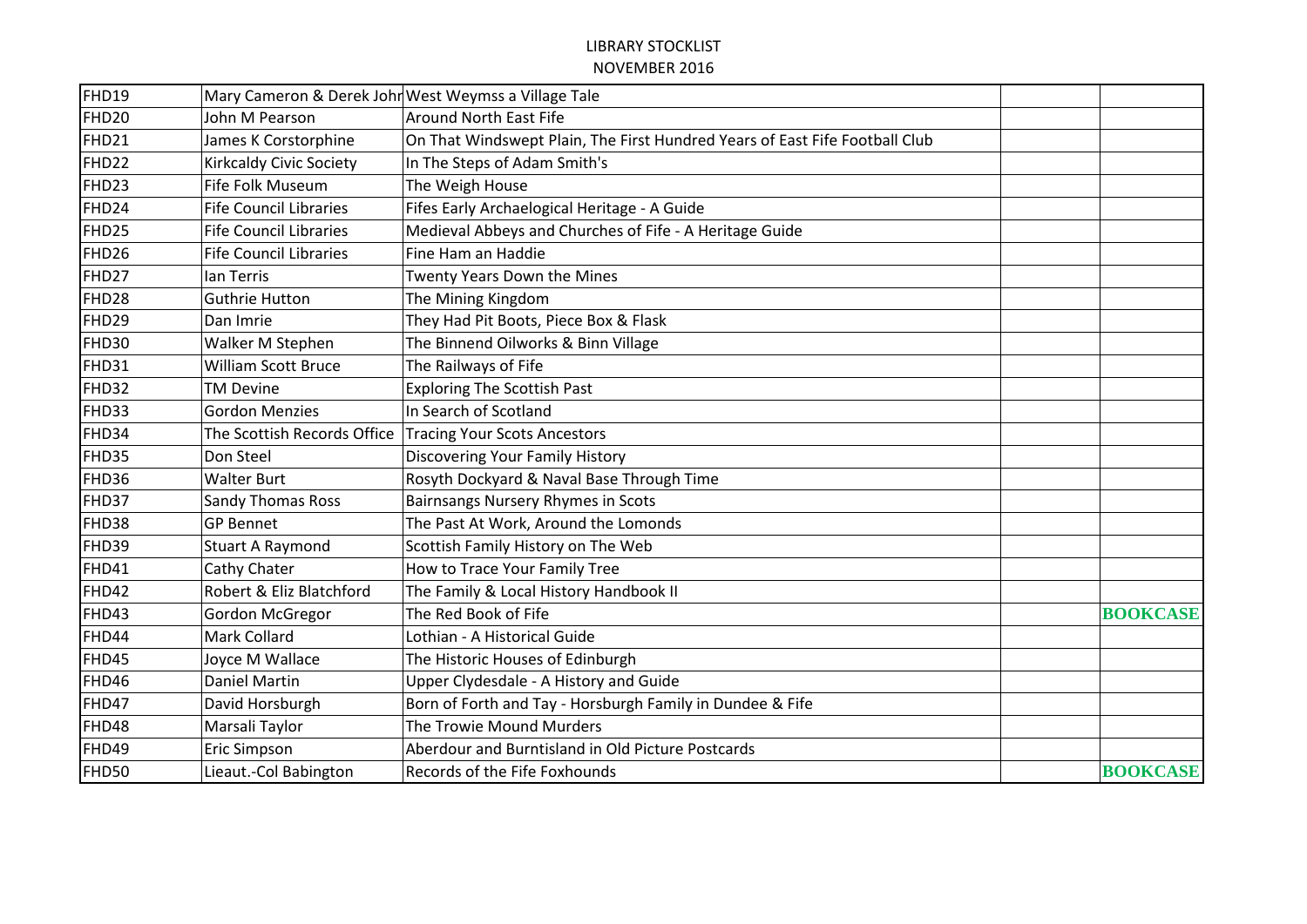LIBRARY STOCKLIST

NOVEMBER 2016

| | | | | |
|---|---|---|---|---|
| FHD19 | Mary Cameron & Derek Johr | West Weymss a Village Tale | | |
| FHD20 | John M Pearson | Around North East Fife | | |
| FHD21 | James K Corstorphine | On That Windswept Plain, The First Hundred Years of East Fife Football Club | | |
| FHD22 | Kirkcaldy Civic Society | In The Steps of Adam Smith's | | |
| FHD23 | Fife Folk Museum | The Weigh House | | |
| FHD24 | Fife Council Libraries | Fifes Early Archaeological Heritage - A Guide | | |
| FHD25 | Fife Council Libraries | Medieval Abbeys and Churches of Fife - A Heritage Guide | | |
| FHD26 | Fife Council Libraries | Fine Ham an Haddie | | |
| FHD27 | Ian Terris | Twenty Years Down the Mines | | |
| FHD28 | Guthrie Hutton | The Mining Kingdom | | |
| FHD29 | Dan Imrie | They Had Pit Boots, Piece Box & Flask | | |
| FHD30 | Walker M Stephen | The Binnend Oilworks & Binn Village | | |
| FHD31 | William Scott Bruce | The Railways of Fife | | |
| FHD32 | TM Devine | Exploring The Scottish Past | | |
| FHD33 | Gordon Menzies | In Search of Scotland | | |
| FHD34 | The Scottish Records Office | Tracing Your Scots Ancestors | | |
| FHD35 | Don Steel | Discovering Your Family History | | |
| FHD36 | Walter Burt | Rosyth Dockyard & Naval Base Through Time | | |
| FHD37 | Sandy Thomas Ross | Bairnsangs Nursery Rhymes in Scots | | |
| FHD38 | GP Bennet | The Past At Work, Around the Lomonds | | |
| FHD39 | Stuart A Raymond | Scottish Family History on The Web | | |
| FHD41 | Cathy Chater | How to Trace Your Family Tree | | |
| FHD42 | Robert & Eliz Blatchford | The Family & Local History Handbook II | | |
| FHD43 | Gordon McGregor | The Red Book of Fife | | **BOOKCASE** |
| FHD44 | Mark Collard | Lothian - A Historical Guide | | |
| FHD45 | Joyce M Wallace | The Historic Houses of Edinburgh | | |
| FHD46 | Daniel Martin | Upper Clydesdale - A History and Guide | | |
| FHD47 | David Horsburgh | Born of Forth and Tay - Horsburgh Family in Dundee & Fife | | |
| FHD48 | Marsali Taylor | The Trowie Mound Murders | | |
| FHD49 | Eric Simpson | Aberdour and Burntisland in Old Picture Postcards | | |
| FHD50 | Lieaut.-Col Babington | Records of the Fife Foxhounds | | **BOOKCASE** |